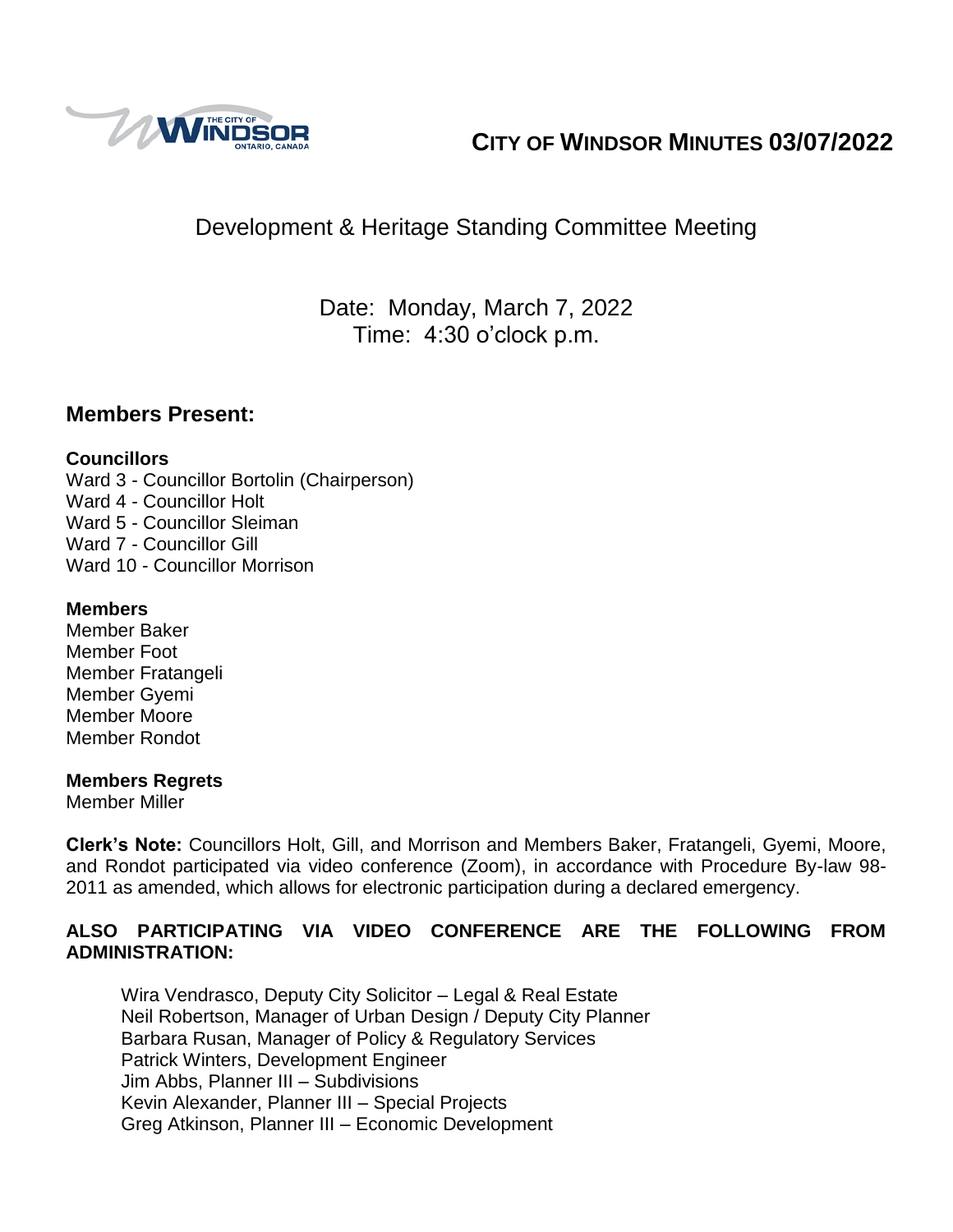# CITY OF WINDSOR MINUTES 03/07/2022

## Development & Heritage Standing Committee Meeting

Date: Monday, March 7, 2022
Time: 4:30 o'clock p.m.

## Members Present:

**Councillors**
Ward 3 - Councillor Bortolin (Chairperson)
Ward 4 - Councillor Holt
Ward 5 - Councillor Sleiman
Ward 7 - Councillor Gill
Ward 10 - Councillor Morrison

**Members**
Member Baker
Member Foot
Member Fratangeli
Member Gyemi
Member Moore
Member Rondot

**Members Regrets**
Member Miller

**Clerk's Note:** Councillors Holt, Gill, and Morrison and Members Baker, Fratangeli, Gyemi, Moore, and Rondot participated via video conference (Zoom), in accordance with Procedure By-law 98-2011 as amended, which allows for electronic participation during a declared emergency.

**ALSO PARTICIPATING VIA VIDEO CONFERENCE ARE THE FOLLOWING FROM ADMINISTRATION:**

Wira Vendrasco, Deputy City Solicitor – Legal & Real Estate
Neil Robertson, Manager of Urban Design / Deputy City Planner
Barbara Rusan, Manager of Policy & Regulatory Services
Patrick Winters, Development Engineer
Jim Abbs, Planner III – Subdivisions
Kevin Alexander, Planner III – Special Projects
Greg Atkinson, Planner III – Economic Development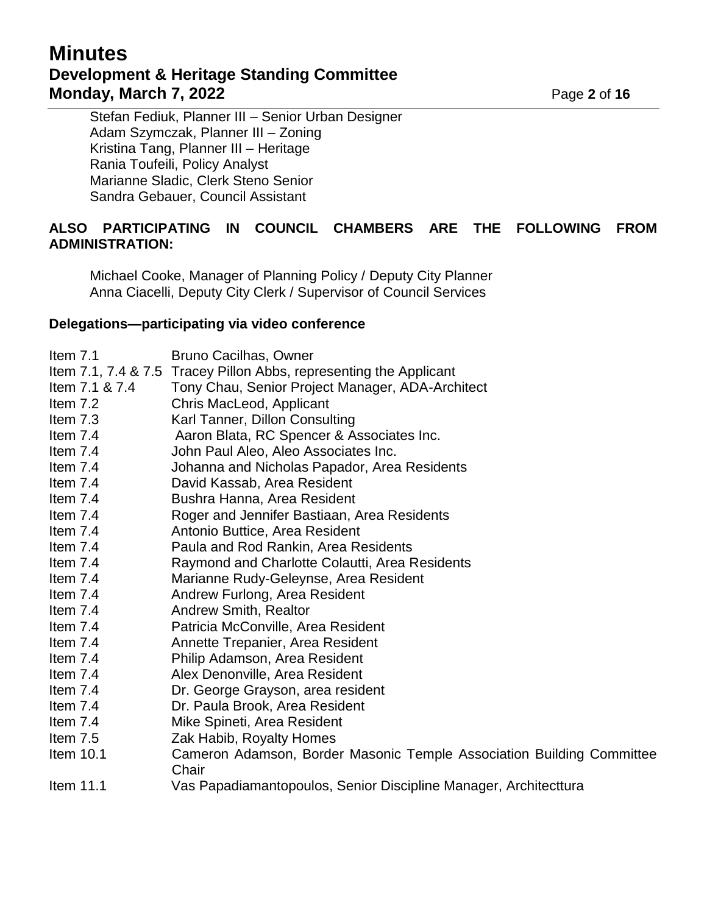Stefan Fediuk, Planner III – Senior Urban Designer
Adam Szymczak, Planner III – Zoning
Kristina Tang, Planner III – Heritage
Rania Toufeili, Policy Analyst
Marianne Sladic, Clerk Steno Senior
Sandra Gebauer, Council Assistant

**ALSO PARTICIPATING IN COUNCIL CHAMBERS ARE THE FOLLOWING FROM ADMINISTRATION:**

Michael Cooke, Manager of Planning Policy / Deputy City Planner
Anna Ciacelli, Deputy City Clerk / Supervisor of Council Services

**Delegations—participating via video conference**

| | |
|---|---|
| Item 7.1 | Bruno Cacilhas, Owner |
| Item 7.1, 7.4 & 7.5 | Tracey Pillon Abbs, representing the Applicant |
| Item 7.1 & 7.4 | Tony Chau, Senior Project Manager, ADA-Architect |
| Item 7.2 | Chris MacLeod, Applicant |
| Item 7.3 | Karl Tanner, Dillon Consulting |
| Item 7.4 | Aaron Blata, RC Spencer & Associates Inc. |
| Item 7.4 | John Paul Aleo, Aleo Associates Inc. |
| Item 7.4 | Johanna and Nicholas Papador, Area Residents |
| Item 7.4 | David Kassab, Area Resident |
| Item 7.4 | Bushra Hanna, Area Resident |
| Item 7.4 | Roger and Jennifer Bastiaan, Area Residents |
| Item 7.4 | Antonio Buttice, Area Resident |
| Item 7.4 | Paula and Rod Rankin, Area Residents |
| Item 7.4 | Raymond and Charlotte Colautti, Area Residents |
| Item 7.4 | Marianne Rudy-Geleynse, Area Resident |
| Item 7.4 | Andrew Furlong, Area Resident |
| Item 7.4 | Andrew Smith, Realtor |
| Item 7.4 | Patricia McConville, Area Resident |
| Item 7.4 | Annette Trepanier, Area Resident |
| Item 7.4 | Philip Adamson, Area Resident |
| Item 7.4 | Alex Denonville, Area Resident |
| Item 7.4 | Dr. George Grayson, area resident |
| Item 7.4 | Dr. Paula Brook, Area Resident |
| Item 7.4 | Mike Spineti, Area Resident |
| Item 7.5 | Zak Habib, Royalty Homes |
| Item 10.1 | Cameron Adamson, Border Masonic Temple Association Building Committee Chair |
| Item 11.1 | Vas Papadiamantopoulos, Senior Discipline Manager, Architecttura |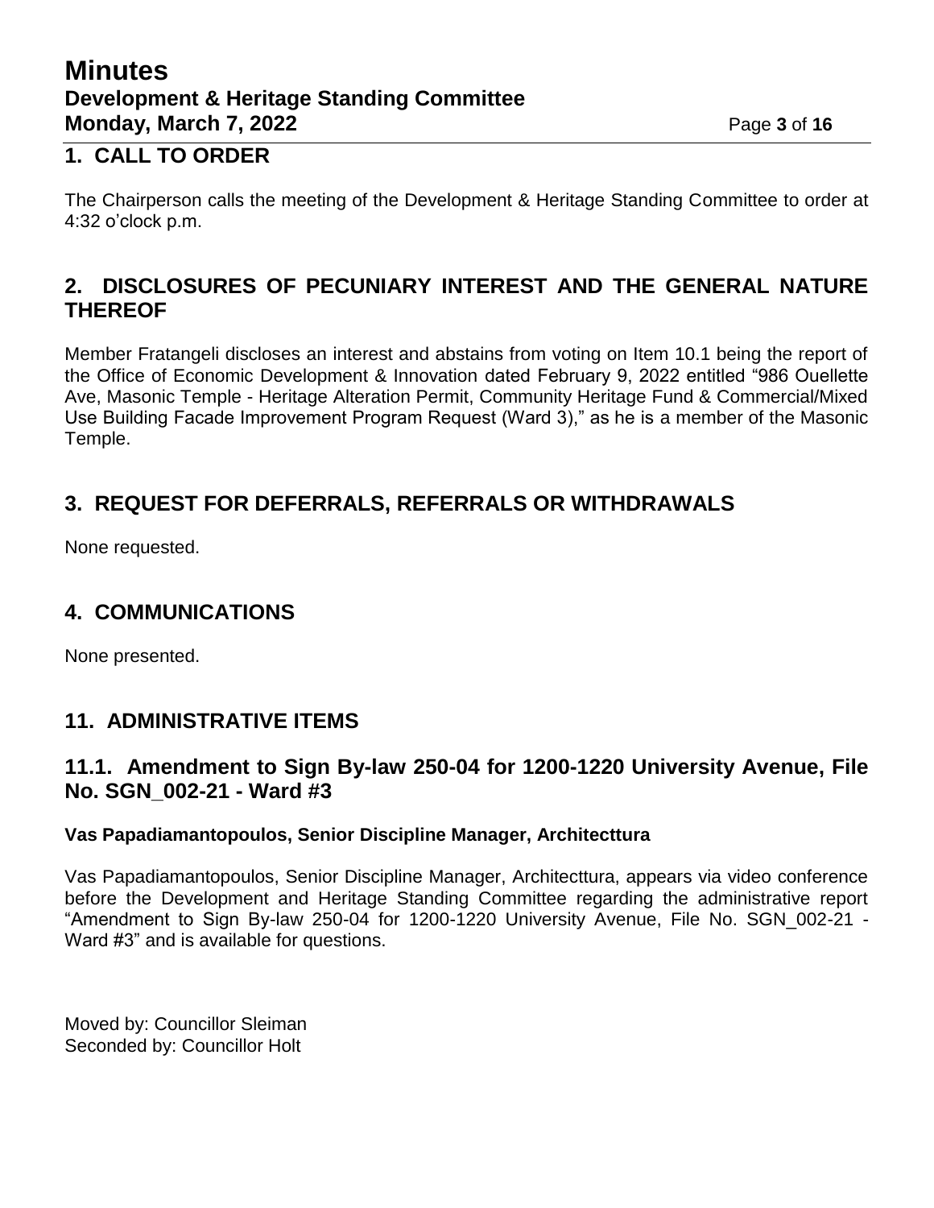## 1. CALL TO ORDER

The Chairperson calls the meeting of the Development & Heritage Standing Committee to order at 4:32 o'clock p.m.

## 2. DISCLOSURES OF PECUNIARY INTEREST AND THE GENERAL NATURE THEREOF

Member Fratangeli discloses an interest and abstains from voting on Item 10.1 being the report of the Office of Economic Development & Innovation dated February 9, 2022 entitled "986 Ouellette Ave, Masonic Temple - Heritage Alteration Permit, Community Heritage Fund & Commercial/Mixed Use Building Facade Improvement Program Request (Ward 3)," as he is a member of the Masonic Temple.

## 3. REQUEST FOR DEFERRALS, REFERRALS OR WITHDRAWALS

None requested.

## 4. COMMUNICATIONS

None presented.

## 11. ADMINISTRATIVE ITEMS

### 11.1. Amendment to Sign By-law 250-04 for 1200-1220 University Avenue, File No. SGN_002-21 - Ward #3

**Vas Papadiamantopoulos, Senior Discipline Manager, Architecttura**

Vas Papadiamantopoulos, Senior Discipline Manager, Architecttura, appears via video conference before the Development and Heritage Standing Committee regarding the administrative report "Amendment to Sign By-law 250-04 for 1200-1220 University Avenue, File No. SGN_002-21 - Ward #3" and is available for questions.

Moved by: Councillor Sleiman
Seconded by: Councillor Holt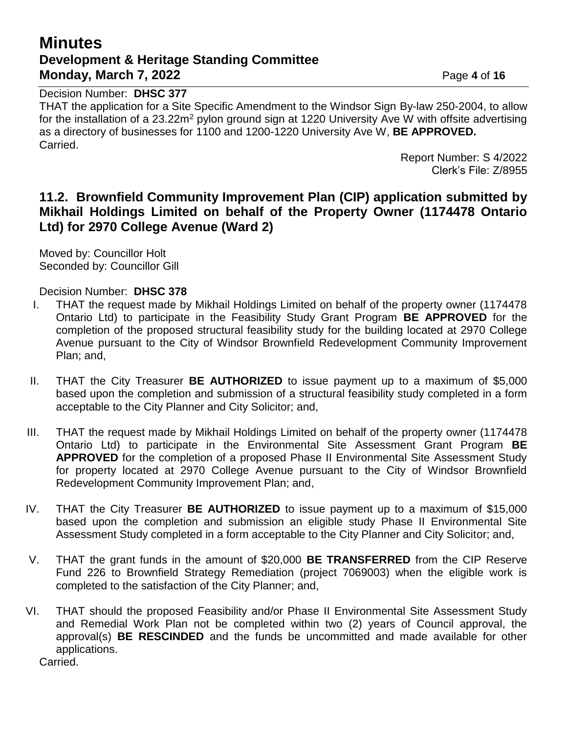Decision Number: **DHSC 377**
THAT the application for a Site Specific Amendment to the Windsor Sign By-law 250-2004, to allow for the installation of a $23.22m^2$ pylon ground sign at 1220 University Ave W with offsite advertising as a directory of businesses for 1100 and 1200-1220 University Ave W, **BE APPROVED.**
Carried.

Report Number: S 4/2022
Clerk's File: Z/8955

## 11.2. Brownfield Community Improvement Plan (CIP) application submitted by Mikhail Holdings Limited on behalf of the Property Owner (1174478 Ontario Ltd) for 2970 College Avenue (Ward 2)

Moved by: Councillor Holt
Seconded by: Councillor Gill

Decision Number: **DHSC 378**

I. THAT the request made by Mikhail Holdings Limited on behalf of the property owner (1174478 Ontario Ltd) to participate in the Feasibility Study Grant Program **BE APPROVED** for the completion of the proposed structural feasibility study for the building located at 2970 College Avenue pursuant to the City of Windsor Brownfield Redevelopment Community Improvement Plan; and,

II. THAT the City Treasurer **BE AUTHORIZED** to issue payment up to a maximum of $5,000 based upon the completion and submission of a structural feasibility study completed in a form acceptable to the City Planner and City Solicitor; and,

III. THAT the request made by Mikhail Holdings Limited on behalf of the property owner (1174478 Ontario Ltd) to participate in the Environmental Site Assessment Grant Program **BE APPROVED** for the completion of a proposed Phase II Environmental Site Assessment Study for property located at 2970 College Avenue pursuant to the City of Windsor Brownfield Redevelopment Community Improvement Plan; and,

IV. THAT the City Treasurer **BE AUTHORIZED** to issue payment up to a maximum of $15,000 based upon the completion and submission an eligible study Phase II Environmental Site Assessment Study completed in a form acceptable to the City Planner and City Solicitor; and,

V. THAT the grant funds in the amount of $20,000 **BE TRANSFERRED** from the CIP Reserve Fund 226 to Brownfield Strategy Remediation (project 7069003) when the eligible work is completed to the satisfaction of the City Planner; and,

VI. THAT should the proposed Feasibility and/or Phase II Environmental Site Assessment Study and Remedial Work Plan not be completed within two (2) years of Council approval, the approval(s) **BE RESCINDED** and the funds be uncommitted and made available for other applications.

Carried.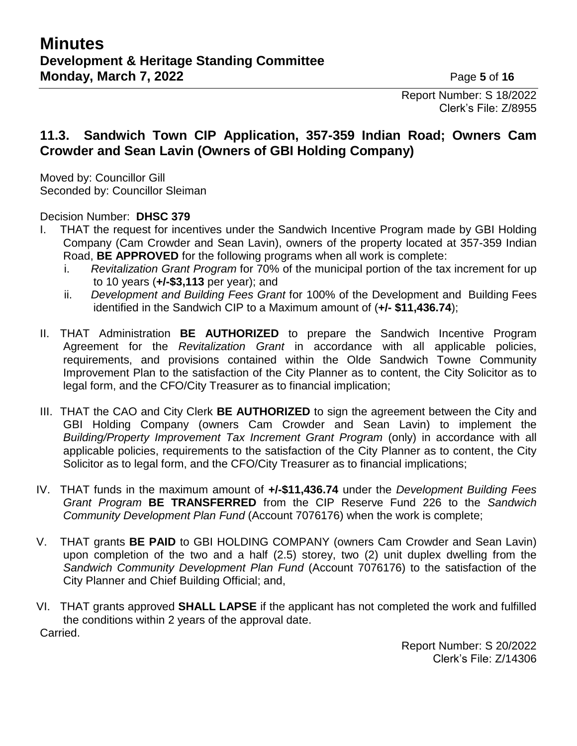Report Number: S 18/2022
Clerk's File: Z/8955

## 11.3. Sandwich Town CIP Application, 357-359 Indian Road; Owners Cam Crowder and Sean Lavin (Owners of GBI Holding Company)

Moved by: Councillor Gill
Seconded by: Councillor Sleiman

Decision Number: **DHSC 379**

I. THAT the request for incentives under the Sandwich Incentive Program made by GBI Holding Company (Cam Crowder and Sean Lavin), owners of the property located at 357-359 Indian Road, **BE APPROVED** for the following programs when all work is complete:
   i. *Revitalization Grant Program* for 70% of the municipal portion of the tax increment for up to 10 years (**+/-$3,113** per year); and
   ii. *Development and Building Fees Grant* for 100% of the Development and Building Fees identified in the Sandwich CIP to a Maximum amount of (**+/- $11,436.74**);

II. THAT Administration **BE AUTHORIZED** to prepare the Sandwich Incentive Program Agreement for the *Revitalization Grant* in accordance with all applicable policies, requirements, and provisions contained within the Olde Sandwich Towne Community Improvement Plan to the satisfaction of the City Planner as to content, the City Solicitor as to legal form, and the CFO/City Treasurer as to financial implication;

III. THAT the CAO and City Clerk **BE AUTHORIZED** to sign the agreement between the City and GBI Holding Company (owners Cam Crowder and Sean Lavin) to implement the *Building/Property Improvement Tax Increment Grant Program* (only) in accordance with all applicable policies, requirements to the satisfaction of the City Planner as to content, the City Solicitor as to legal form, and the CFO/City Treasurer as to financial implications;

IV. THAT funds in the maximum amount of **+/-$11,436.74** under the *Development Building Fees Grant Program* **BE TRANSFERRED** from the CIP Reserve Fund 226 to the *Sandwich Community Development Plan Fund* (Account 7076176) when the work is complete;

V. THAT grants **BE PAID** to GBI HOLDING COMPANY (owners Cam Crowder and Sean Lavin) upon completion of the two and a half (2.5) storey, two (2) unit duplex dwelling from the *Sandwich Community Development Plan Fund* (Account 7076176) to the satisfaction of the City Planner and Chief Building Official; and,

VI. THAT grants approved **SHALL LAPSE** if the applicant has not completed the work and fulfilled the conditions within 2 years of the approval date.

Carried.

Report Number: S 20/2022
Clerk's File: Z/14306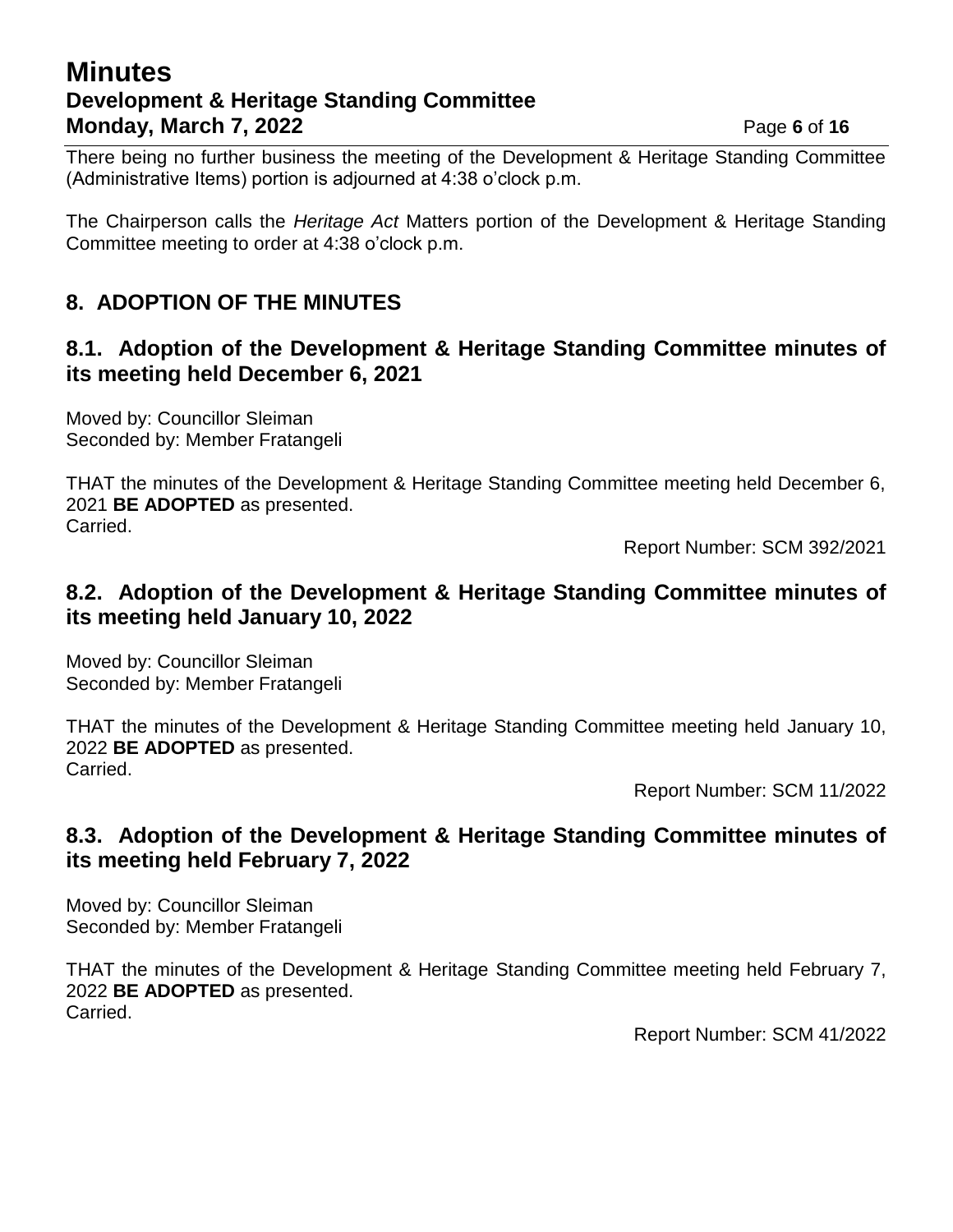There being no further business the meeting of the Development & Heritage Standing Committee (Administrative Items) portion is adjourned at 4:38 o'clock p.m.

The Chairperson calls the *Heritage Act* Matters portion of the Development & Heritage Standing Committee meeting to order at 4:38 o'clock p.m.

## 8. ADOPTION OF THE MINUTES

### 8.1. Adoption of the Development & Heritage Standing Committee minutes of its meeting held December 6, 2021

Moved by: Councillor Sleiman
Seconded by: Member Fratangeli

THAT the minutes of the Development & Heritage Standing Committee meeting held December 6, 2021 **BE ADOPTED** as presented.
Carried.

Report Number: SCM 392/2021

### 8.2. Adoption of the Development & Heritage Standing Committee minutes of its meeting held January 10, 2022

Moved by: Councillor Sleiman
Seconded by: Member Fratangeli

THAT the minutes of the Development & Heritage Standing Committee meeting held January 10, 2022 **BE ADOPTED** as presented.
Carried.

Report Number: SCM 11/2022

### 8.3. Adoption of the Development & Heritage Standing Committee minutes of its meeting held February 7, 2022

Moved by: Councillor Sleiman
Seconded by: Member Fratangeli

THAT the minutes of the Development & Heritage Standing Committee meeting held February 7, 2022 **BE ADOPTED** as presented.
Carried.

Report Number: SCM 41/2022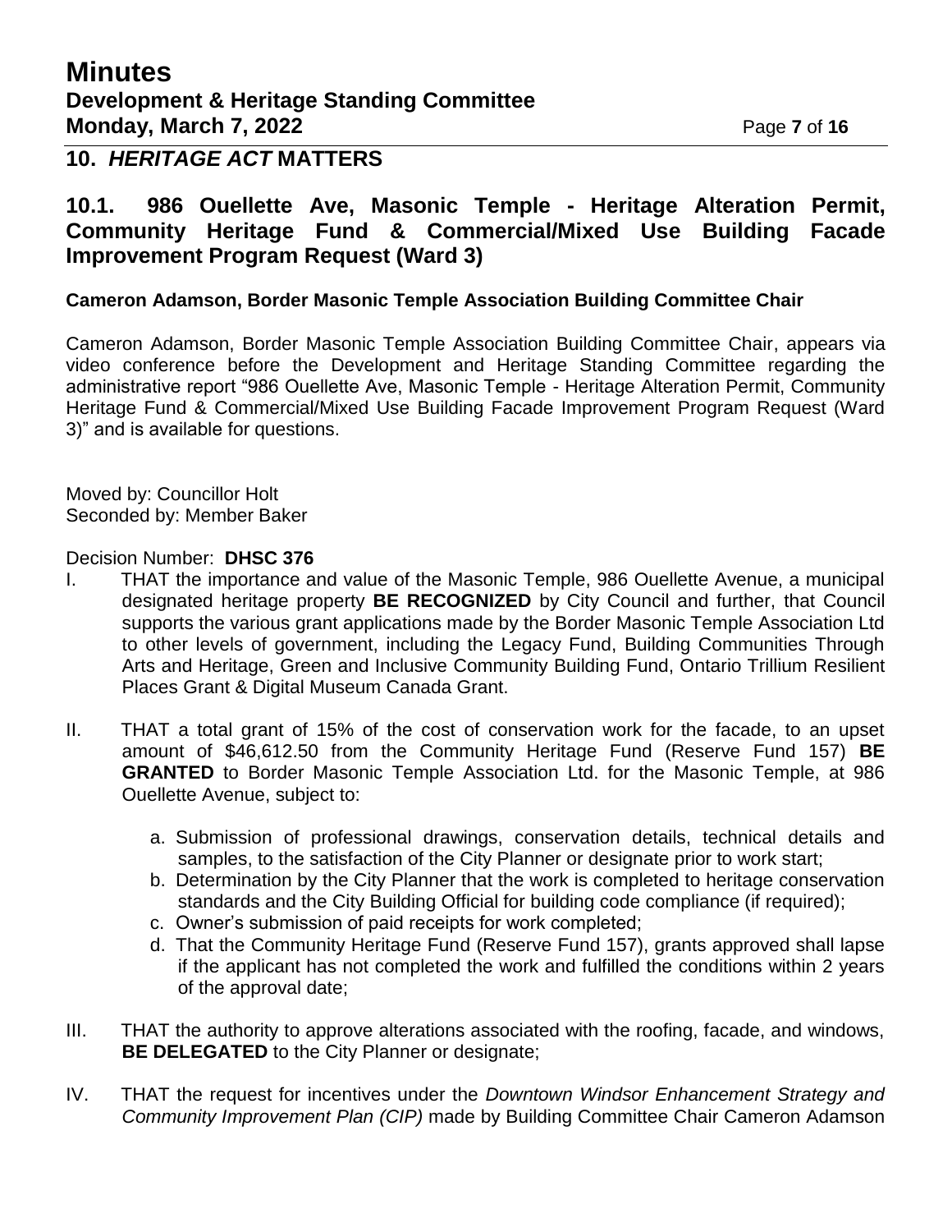## 10. *HERITAGE ACT* MATTERS

### 10.1. 986 Ouellette Ave, Masonic Temple - Heritage Alteration Permit, Community Heritage Fund & Commercial/Mixed Use Building Facade Improvement Program Request (Ward 3)

**Cameron Adamson, Border Masonic Temple Association Building Committee Chair**

Cameron Adamson, Border Masonic Temple Association Building Committee Chair, appears via video conference before the Development and Heritage Standing Committee regarding the administrative report "986 Ouellette Ave, Masonic Temple - Heritage Alteration Permit, Community Heritage Fund & Commercial/Mixed Use Building Facade Improvement Program Request (Ward 3)" and is available for questions.

Moved by: Councillor Holt
Seconded by: Member Baker

Decision Number: **DHSC 376**

I. THAT the importance and value of the Masonic Temple, 986 Ouellette Avenue, a municipal designated heritage property **BE RECOGNIZED** by City Council and further, that Council supports the various grant applications made by the Border Masonic Temple Association Ltd to other levels of government, including the Legacy Fund, Building Communities Through Arts and Heritage, Green and Inclusive Community Building Fund, Ontario Trillium Resilient Places Grant & Digital Museum Canada Grant.

II. THAT a total grant of 15% of the cost of conservation work for the facade, to an upset amount of $46,612.50 from the Community Heritage Fund (Reserve Fund 157) **BE GRANTED** to Border Masonic Temple Association Ltd. for the Masonic Temple, at 986 Ouellette Avenue, subject to:

   a. Submission of professional drawings, conservation details, technical details and samples, to the satisfaction of the City Planner or designate prior to work start;
   b. Determination by the City Planner that the work is completed to heritage conservation standards and the City Building Official for building code compliance (if required);
   c. Owner's submission of paid receipts for work completed;
   d. That the Community Heritage Fund (Reserve Fund 157), grants approved shall lapse if the applicant has not completed the work and fulfilled the conditions within 2 years of the approval date;

III. THAT the authority to approve alterations associated with the roofing, facade, and windows, **BE DELEGATED** to the City Planner or designate;

IV. THAT the request for incentives under the *Downtown Windsor Enhancement Strategy and Community Improvement Plan (CIP)* made by Building Committee Chair Cameron Adamson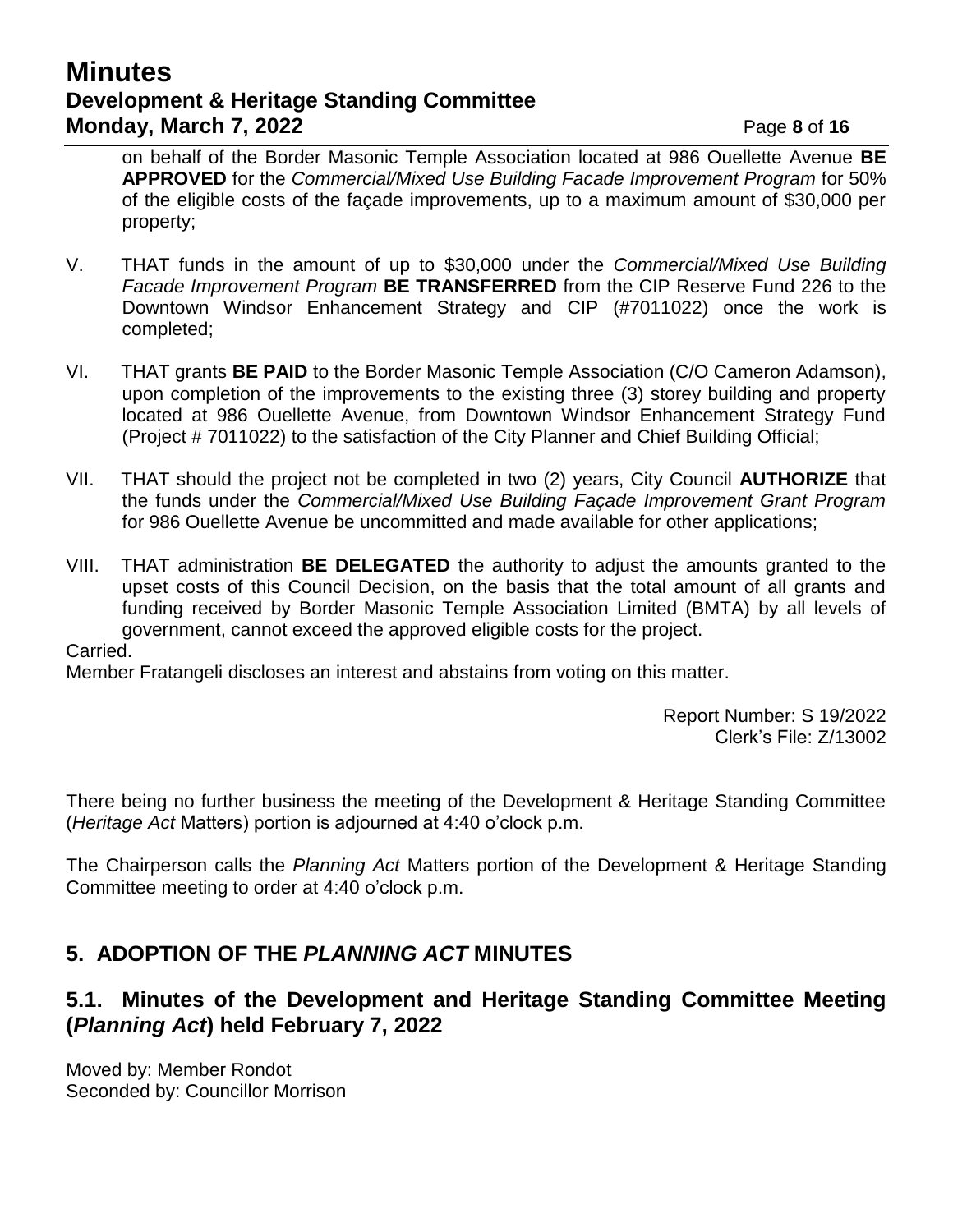on behalf of the Border Masonic Temple Association located at 986 Ouellette Avenue **BE APPROVED** for the *Commercial/Mixed Use Building Facade Improvement Program* for 50% of the eligible costs of the façade improvements, up to a maximum amount of $30,000 per property;

V. THAT funds in the amount of up to $30,000 under the *Commercial/Mixed Use Building Facade Improvement Program* **BE TRANSFERRED** from the CIP Reserve Fund 226 to the Downtown Windsor Enhancement Strategy and CIP (#7011022) once the work is completed;

VI. THAT grants **BE PAID** to the Border Masonic Temple Association (C/O Cameron Adamson), upon completion of the improvements to the existing three (3) storey building and property located at 986 Ouellette Avenue, from Downtown Windsor Enhancement Strategy Fund (Project # 7011022) to the satisfaction of the City Planner and Chief Building Official;

VII. THAT should the project not be completed in two (2) years, City Council **AUTHORIZE** that the funds under the *Commercial/Mixed Use Building Façade Improvement Grant Program* for 986 Ouellette Avenue be uncommitted and made available for other applications;

VIII. THAT administration **BE DELEGATED** the authority to adjust the amounts granted to the upset costs of this Council Decision, on the basis that the total amount of all grants and funding received by Border Masonic Temple Association Limited (BMTA) by all levels of government, cannot exceed the approved eligible costs for the project.

Carried.

Member Fratangeli discloses an interest and abstains from voting on this matter.

Report Number: S 19/2022
Clerk's File: Z/13002

There being no further business the meeting of the Development & Heritage Standing Committee (*Heritage Act* Matters) portion is adjourned at 4:40 o'clock p.m.

The Chairperson calls the *Planning Act* Matters portion of the Development & Heritage Standing Committee meeting to order at 4:40 o'clock p.m.

## 5. ADOPTION OF THE *PLANNING ACT* MINUTES

### 5.1. Minutes of the Development and Heritage Standing Committee Meeting (*Planning Act*) held February 7, 2022

Moved by: Member Rondot
Seconded by: Councillor Morrison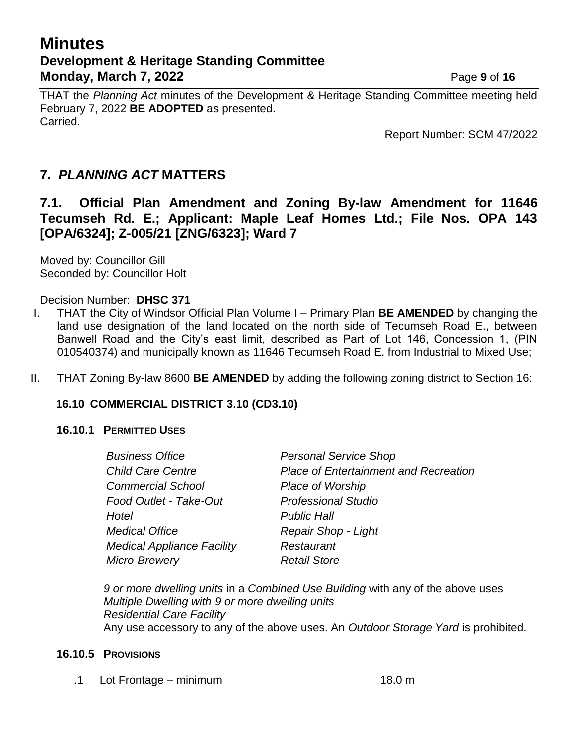THAT the *Planning Act* minutes of the Development & Heritage Standing Committee meeting held February 7, 2022 **BE ADOPTED** as presented.
Carried.

Report Number: SCM 47/2022

## 7. *PLANNING ACT* MATTERS

### 7.1. Official Plan Amendment and Zoning By-law Amendment for 11646 Tecumseh Rd. E.; Applicant: Maple Leaf Homes Ltd.; File Nos. OPA 143 [OPA/6324]; Z-005/21 [ZNG/6323]; Ward 7

Moved by: Councillor Gill
Seconded by: Councillor Holt

Decision Number: **DHSC 371**

I. THAT the City of Windsor Official Plan Volume I – Primary Plan **BE AMENDED** by changing the land use designation of the land located on the north side of Tecumseh Road E., between Banwell Road and the City's east limit, described as Part of Lot 146, Concession 1, (PIN 010540374) and municipally known as 11646 Tecumseh Road E. from Industrial to Mixed Use;

II. THAT Zoning By-law 8600 **BE AMENDED** by adding the following zoning district to Section 16:

**16.10 COMMERCIAL DISTRICT 3.10 (CD3.10)**

**16.10.1 PERMITTED USES**

| | |
|---|---|
| *Business Office* | *Personal Service Shop* |
| *Child Care Centre* | *Place of Entertainment and Recreation* |
| *Commercial School* | *Place of Worship* |
| *Food Outlet - Take-Out* | *Professional Studio* |
| *Hotel* | *Public Hall* |
| *Medical Office* | *Repair Shop - Light* |
| *Medical Appliance Facility* | *Restaurant* |
| *Micro-Brewery* | *Retail Store* |

*9 or more dwelling units* in a *Combined Use Building* with any of the above uses
*Multiple Dwelling with 9 or more dwelling units*
*Residential Care Facility*
Any use accessory to any of the above uses. An *Outdoor Storage Yard* is prohibited.

**16.10.5 PROVISIONS**

.1 Lot Frontage – minimum 18.0 m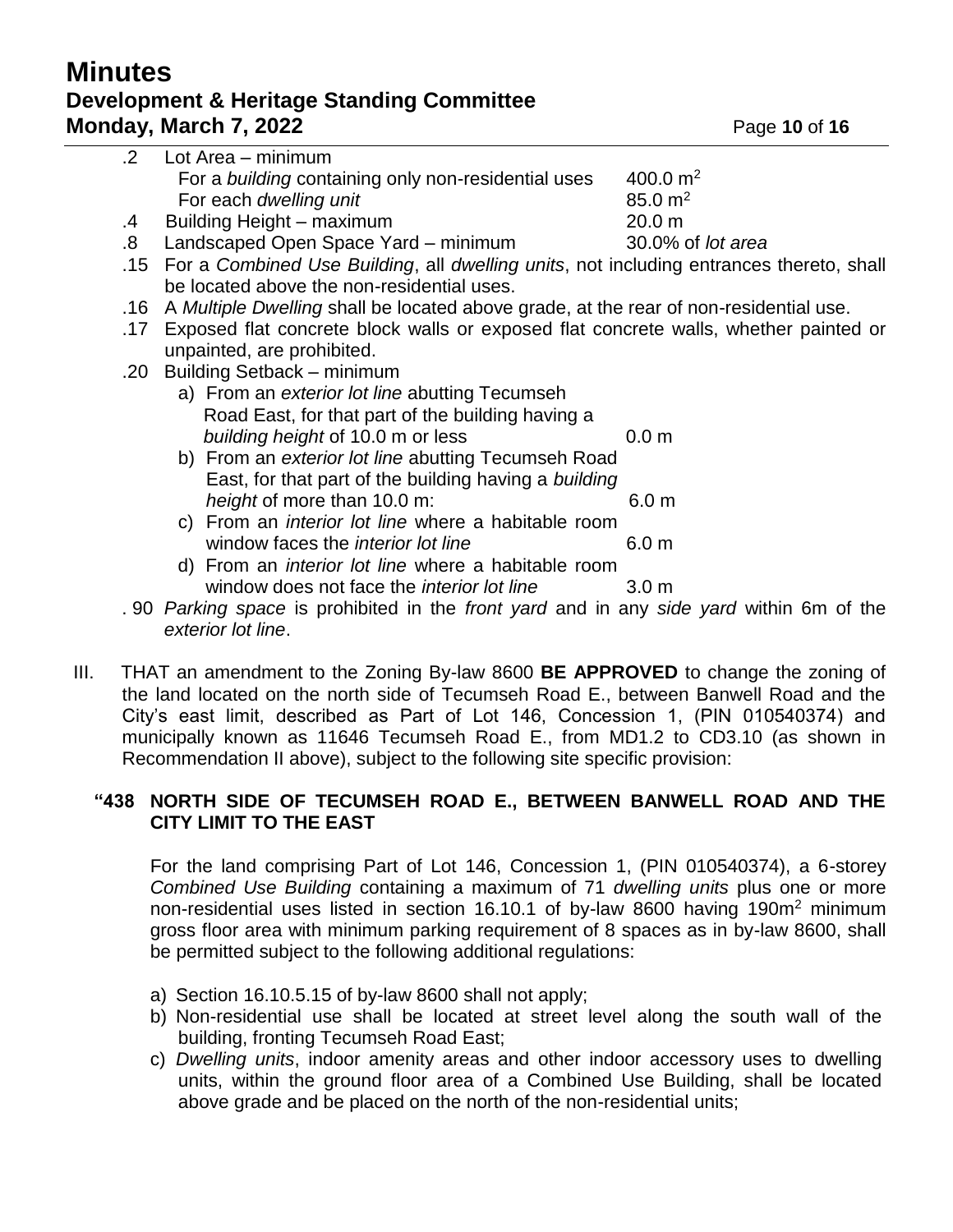.2 Lot Area – minimum

For a *building* containing only non-residential uses 400.0 $m^2$

For each *dwelling unit* 85.0 $m^2$

.4 Building Height – maximum 20.0 m

.8 Landscaped Open Space Yard – minimum 30.0% of *lot area*

.15 For a *Combined Use Building*, all *dwelling units*, not including entrances thereto, shall be located above the non-residential uses.

.16 A *Multiple Dwelling* shall be located above grade, at the rear of non-residential use.

.17 Exposed flat concrete block walls or exposed flat concrete walls, whether painted or unpainted, are prohibited.

.20 Building Setback – minimum

a) From an *exterior lot line* abutting Tecumseh Road East, for that part of the building having a *building height* of 10.0 m or less 0.0 m

b) From an *exterior lot line* abutting Tecumseh Road East, for that part of the building having a *building height* of more than 10.0 m: 6.0 m

c) From an *interior lot line* where a habitable room window faces the *interior lot line* 6.0 m

d) From an *interior lot line* where a habitable room window does not face the *interior lot line* 3.0 m

. 90 *Parking space* is prohibited in the *front yard* and in any *side yard* within 6m of the *exterior lot line*.

III. THAT an amendment to the Zoning By-law 8600 **BE APPROVED** to change the zoning of the land located on the north side of Tecumseh Road E., between Banwell Road and the City's east limit, described as Part of Lot 146, Concession 1, (PIN 010540374) and municipally known as 11646 Tecumseh Road E., from MD1.2 to CD3.10 (as shown in Recommendation II above), subject to the following site specific provision:

**"438 NORTH SIDE OF TECUMSEH ROAD E., BETWEEN BANWELL ROAD AND THE CITY LIMIT TO THE EAST**

For the land comprising Part of Lot 146, Concession 1, (PIN 010540374), a 6-storey *Combined Use Building* containing a maximum of 71 *dwelling units* plus one or more non-residential uses listed in section 16.10.1 of by-law 8600 having 190$m^2$ minimum gross floor area with minimum parking requirement of 8 spaces as in by-law 8600, shall be permitted subject to the following additional regulations:

a) Section 16.10.5.15 of by-law 8600 shall not apply;

b) Non-residential use shall be located at street level along the south wall of the building, fronting Tecumseh Road East;

c) *Dwelling units*, indoor amenity areas and other indoor accessory uses to dwelling units, within the ground floor area of a Combined Use Building, shall be located above grade and be placed on the north of the non-residential units;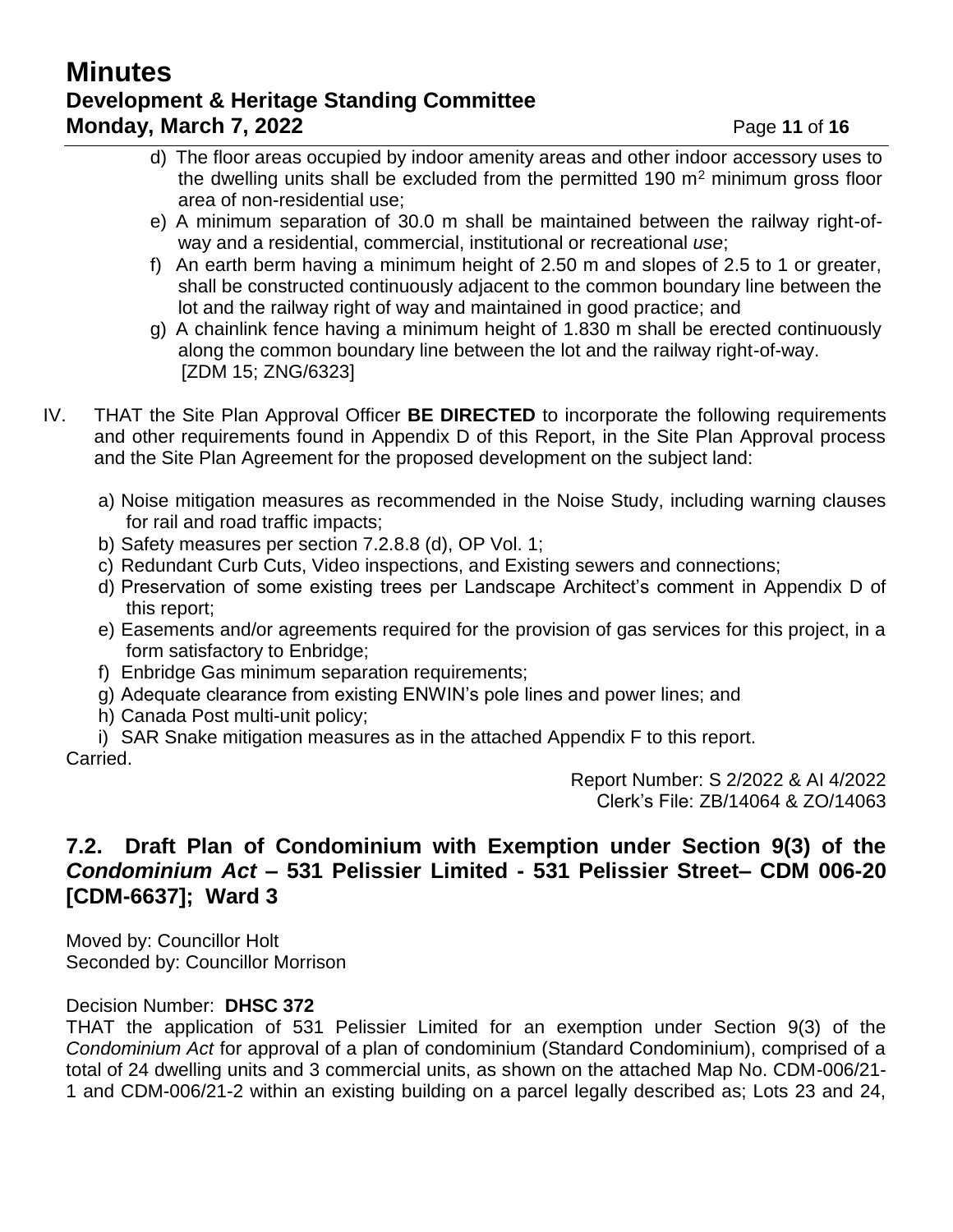d) The floor areas occupied by indoor amenity areas and other indoor accessory uses to the dwelling units shall be excluded from the permitted 190 $m^2$ minimum gross floor area of non-residential use;

e) A minimum separation of 30.0 m shall be maintained between the railway right-of-way and a residential, commercial, institutional or recreational *use*;

f) An earth berm having a minimum height of 2.50 m and slopes of 2.5 to 1 or greater, shall be constructed continuously adjacent to the common boundary line between the lot and the railway right of way and maintained in good practice; and

g) A chainlink fence having a minimum height of 1.830 m shall be erected continuously along the common boundary line between the lot and the railway right-of-way. [ZDM 15; ZNG/6323]

IV. THAT the Site Plan Approval Officer **BE DIRECTED** to incorporate the following requirements and other requirements found in Appendix D of this Report, in the Site Plan Approval process and the Site Plan Agreement for the proposed development on the subject land:

a) Noise mitigation measures as recommended in the Noise Study, including warning clauses for rail and road traffic impacts;
b) Safety measures per section 7.2.8.8 (d), OP Vol. 1;
c) Redundant Curb Cuts, Video inspections, and Existing sewers and connections;
d) Preservation of some existing trees per Landscape Architect's comment in Appendix D of this report;
e) Easements and/or agreements required for the provision of gas services for this project, in a form satisfactory to Enbridge;
f) Enbridge Gas minimum separation requirements;
g) Adequate clearance from existing ENWIN's pole lines and power lines; and
h) Canada Post multi-unit policy;
i) SAR Snake mitigation measures as in the attached Appendix F to this report.

Carried.

Report Number: S 2/2022 & AI 4/2022
Clerk's File: ZB/14064 & ZO/14063

## 7.2. Draft Plan of Condominium with Exemption under Section 9(3) of the *Condominium Act* – 531 Pelissier Limited - 531 Pelissier Street– CDM 006-20 [CDM-6637]; Ward 3

Moved by: Councillor Holt
Seconded by: Councillor Morrison

Decision Number: **DHSC 372**

THAT the application of 531 Pelissier Limited for an exemption under Section 9(3) of the *Condominium Act* for approval of a plan of condominium (Standard Condominium), comprised of a total of 24 dwelling units and 3 commercial units, as shown on the attached Map No. CDM-006/21-1 and CDM-006/21-2 within an existing building on a parcel legally described as; Lots 23 and 24,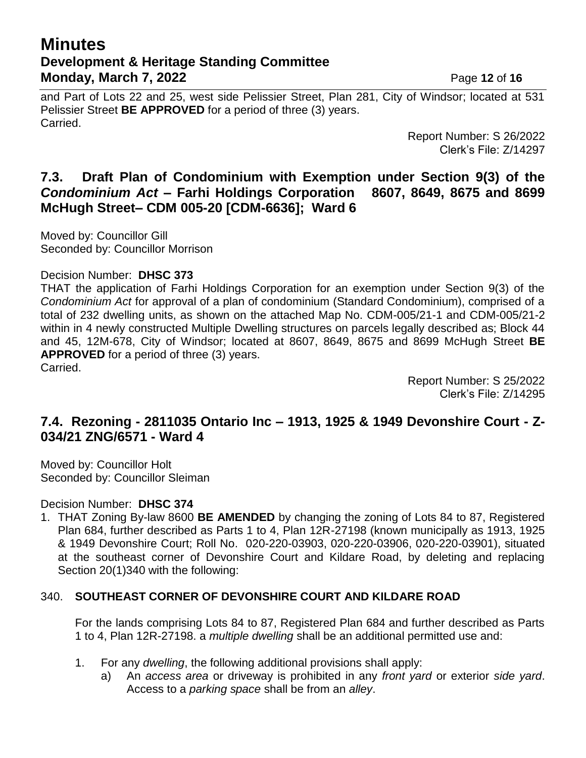and Part of Lots 22 and 25, west side Pelissier Street, Plan 281, City of Windsor; located at 531 Pelissier Street **BE APPROVED** for a period of three (3) years.
Carried.

Report Number: S 26/2022
Clerk's File: Z/14297

## 7.3. Draft Plan of Condominium with Exemption under Section 9(3) of the *Condominium Act* – Farhi Holdings Corporation 8607, 8649, 8675 and 8699 McHugh Street– CDM 005-20 [CDM-6636]; Ward 6

Moved by: Councillor Gill
Seconded by: Councillor Morrison

Decision Number: **DHSC 373**
THAT the application of Farhi Holdings Corporation for an exemption under Section 9(3) of the *Condominium Act* for approval of a plan of condominium (Standard Condominium), comprised of a total of 232 dwelling units, as shown on the attached Map No. CDM-005/21-1 and CDM-005/21-2 within in 4 newly constructed Multiple Dwelling structures on parcels legally described as; Block 44 and 45, 12M-678, City of Windsor; located at 8607, 8649, 8675 and 8699 McHugh Street **BE APPROVED** for a period of three (3) years.
Carried.

Report Number: S 25/2022
Clerk's File: Z/14295

## 7.4. Rezoning - 2811035 Ontario Inc – 1913, 1925 & 1949 Devonshire Court - Z-034/21 ZNG/6571 - Ward 4

Moved by: Councillor Holt
Seconded by: Councillor Sleiman

Decision Number: **DHSC 374**

1. THAT Zoning By-law 8600 **BE AMENDED** by changing the zoning of Lots 84 to 87, Registered Plan 684, further described as Parts 1 to 4, Plan 12R-27198 (known municipally as 1913, 1925 & 1949 Devonshire Court; Roll No. 020-220-03903, 020-220-03906, 020-220-03901), situated at the southeast corner of Devonshire Court and Kildare Road, by deleting and replacing Section 20(1)340 with the following:

340. **SOUTHEAST CORNER OF DEVONSHIRE COURT AND KILDARE ROAD**

For the lands comprising Lots 84 to 87, Registered Plan 684 and further described as Parts 1 to 4, Plan 12R-27198. a *multiple dwelling* shall be an additional permitted use and:

1. For any *dwelling*, the following additional provisions shall apply:
   a) An *access area* or driveway is prohibited in any *front yard* or exterior *side yard*. Access to a *parking space* shall be from an *alley*.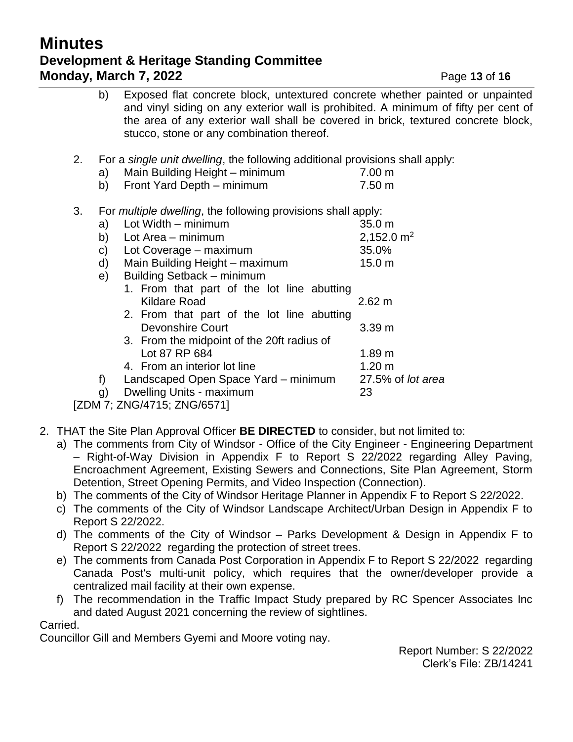b) Exposed flat concrete block, untextured concrete whether painted or unpainted and vinyl siding on any exterior wall is prohibited. A minimum of fifty per cent of the area of any exterior wall shall be covered in brick, textured concrete block, stucco, stone or any combination thereof.

2. For a *single unit dwelling*, the following additional provisions shall apply:
   a) Main Building Height – minimum 7.00 m
   b) Front Yard Depth – minimum 7.50 m

3. For *multiple dwelling*, the following provisions shall apply:
   a) Lot Width – minimum 35.0 m
   b) Lot Area – minimum 2,152.0 m$^2$
   c) Lot Coverage – maximum 35.0%
   d) Main Building Height – maximum 15.0 m
   e) Building Setback – minimum
      1. From that part of the lot line abutting Kildare Road 2.62 m
      2. From that part of the lot line abutting Devonshire Court 3.39 m
      3. From the midpoint of the 20ft radius of Lot 87 RP 684 1.89 m
      4. From an interior lot line 1.20 m
   f) Landscaped Open Space Yard – minimum 27.5% of *lot area*
   g) Dwelling Units - maximum 23

[ZDM 7; ZNG/4715; ZNG/6571]

2. THAT the Site Plan Approval Officer **BE DIRECTED** to consider, but not limited to:
   a) The comments from City of Windsor - Office of the City Engineer - Engineering Department – Right-of-Way Division in Appendix F to Report S 22/2022 regarding Alley Paving, Encroachment Agreement, Existing Sewers and Connections, Site Plan Agreement, Storm Detention, Street Opening Permits, and Video Inspection (Connection).
   b) The comments of the City of Windsor Heritage Planner in Appendix F to Report S 22/2022.
   c) The comments of the City of Windsor Landscape Architect/Urban Design in Appendix F to Report S 22/2022.
   d) The comments of the City of Windsor – Parks Development & Design in Appendix F to Report S 22/2022 regarding the protection of street trees.
   e) The comments from Canada Post Corporation in Appendix F to Report S 22/2022 regarding Canada Post's multi-unit policy, which requires that the owner/developer provide a centralized mail facility at their own expense.
   f) The recommendation in the Traffic Impact Study prepared by RC Spencer Associates Inc and dated August 2021 concerning the review of sightlines.

Carried.

Councillor Gill and Members Gyemi and Moore voting nay.

Report Number: S 22/2022
Clerk's File: ZB/14241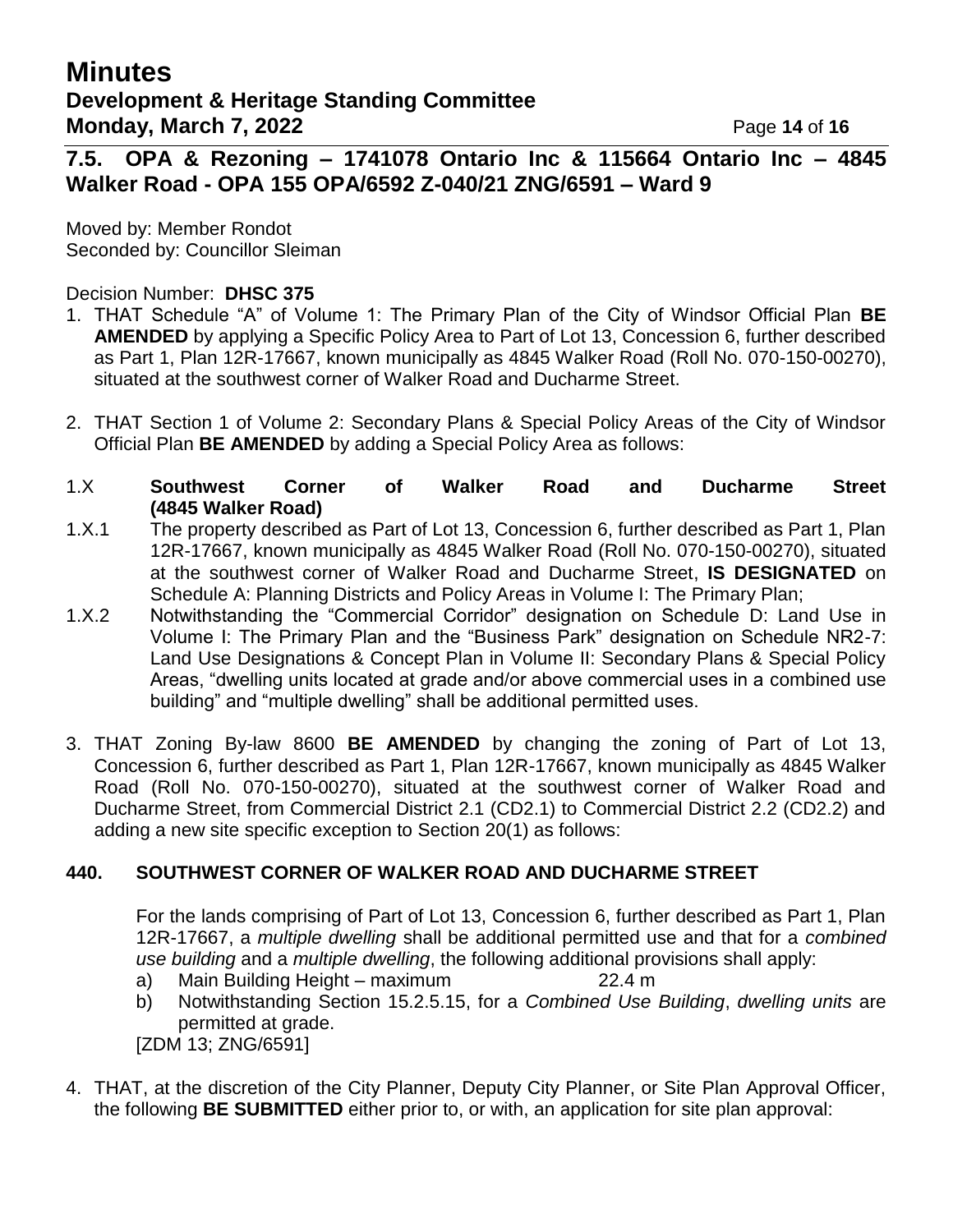## 7.5. OPA & Rezoning – 1741078 Ontario Inc & 115664 Ontario Inc – 4845 Walker Road - OPA 155 OPA/6592 Z-040/21 ZNG/6591 – Ward 9

Moved by: Member Rondot
Seconded by: Councillor Sleiman

Decision Number: **DHSC 375**

1. THAT Schedule "A" of Volume 1: The Primary Plan of the City of Windsor Official Plan **BE AMENDED** by applying a Specific Policy Area to Part of Lot 13, Concession 6, further described as Part 1, Plan 12R-17667, known municipally as 4845 Walker Road (Roll No. 070-150-00270), situated at the southwest corner of Walker Road and Ducharme Street.

2. THAT Section 1 of Volume 2: Secondary Plans & Special Policy Areas of the City of Windsor Official Plan **BE AMENDED** by adding a Special Policy Area as follows:

1.X **Southwest Corner of Walker Road and Ducharme Street (4845 Walker Road)**

1.X.1 The property described as Part of Lot 13, Concession 6, further described as Part 1, Plan 12R-17667, known municipally as 4845 Walker Road (Roll No. 070-150-00270), situated at the southwest corner of Walker Road and Ducharme Street, **IS DESIGNATED** on Schedule A: Planning Districts and Policy Areas in Volume I: The Primary Plan;

1.X.2 Notwithstanding the "Commercial Corridor" designation on Schedule D: Land Use in Volume I: The Primary Plan and the "Business Park" designation on Schedule NR2-7: Land Use Designations & Concept Plan in Volume II: Secondary Plans & Special Policy Areas, "dwelling units located at grade and/or above commercial uses in a combined use building" and "multiple dwelling" shall be additional permitted uses.

3. THAT Zoning By-law 8600 **BE AMENDED** by changing the zoning of Part of Lot 13, Concession 6, further described as Part 1, Plan 12R-17667, known municipally as 4845 Walker Road (Roll No. 070-150-00270), situated at the southwest corner of Walker Road and Ducharme Street, from Commercial District 2.1 (CD2.1) to Commercial District 2.2 (CD2.2) and adding a new site specific exception to Section 20(1) as follows:

**440. SOUTHWEST CORNER OF WALKER ROAD AND DUCHARME STREET**

For the lands comprising of Part of Lot 13, Concession 6, further described as Part 1, Plan 12R-17667, a *multiple dwelling* shall be additional permitted use and that for a *combined use building* and a *multiple dwelling*, the following additional provisions shall apply:

a) Main Building Height – maximum 22.4 m

b) Notwithstanding Section 15.2.5.15, for a *Combined Use Building*, *dwelling units* are permitted at grade.

[ZDM 13; ZNG/6591]

4. THAT, at the discretion of the City Planner, Deputy City Planner, or Site Plan Approval Officer, the following **BE SUBMITTED** either prior to, or with, an application for site plan approval: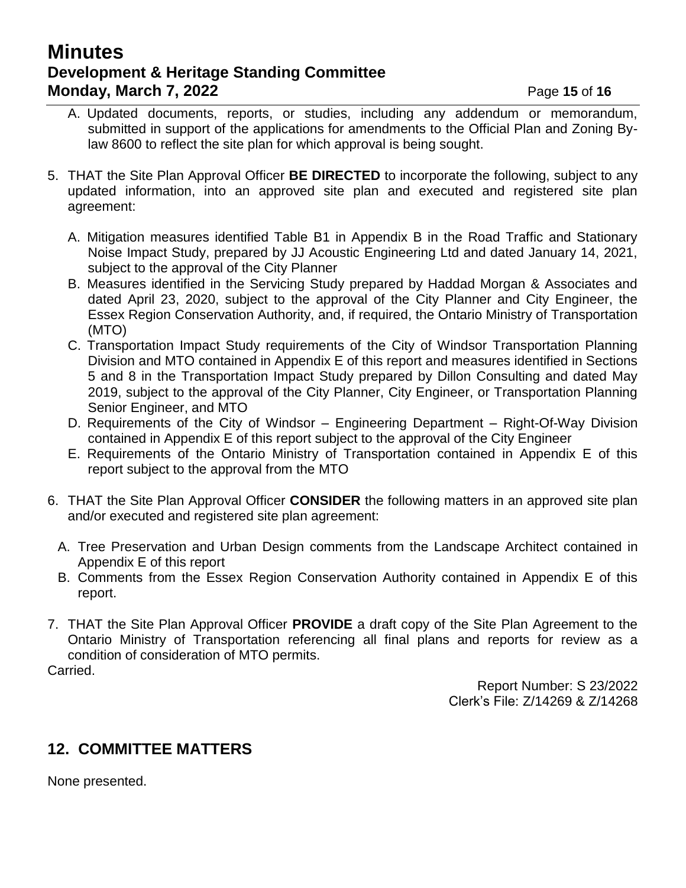A. Updated documents, reports, or studies, including any addendum or memorandum, submitted in support of the applications for amendments to the Official Plan and Zoning By-law 8600 to reflect the site plan for which approval is being sought.

5. THAT the Site Plan Approval Officer **BE DIRECTED** to incorporate the following, subject to any updated information, into an approved site plan and executed and registered site plan agreement:

   A. Mitigation measures identified Table B1 in Appendix B in the Road Traffic and Stationary Noise Impact Study, prepared by JJ Acoustic Engineering Ltd and dated January 14, 2021, subject to the approval of the City Planner
   B. Measures identified in the Servicing Study prepared by Haddad Morgan & Associates and dated April 23, 2020, subject to the approval of the City Planner and City Engineer, the Essex Region Conservation Authority, and, if required, the Ontario Ministry of Transportation (MTO)
   C. Transportation Impact Study requirements of the City of Windsor Transportation Planning Division and MTO contained in Appendix E of this report and measures identified in Sections 5 and 8 in the Transportation Impact Study prepared by Dillon Consulting and dated May 2019, subject to the approval of the City Planner, City Engineer, or Transportation Planning Senior Engineer, and MTO
   D. Requirements of the City of Windsor – Engineering Department – Right-Of-Way Division contained in Appendix E of this report subject to the approval of the City Engineer
   E. Requirements of the Ontario Ministry of Transportation contained in Appendix E of this report subject to the approval from the MTO

6. THAT the Site Plan Approval Officer **CONSIDER** the following matters in an approved site plan and/or executed and registered site plan agreement:

   A. Tree Preservation and Urban Design comments from the Landscape Architect contained in Appendix E of this report
   B. Comments from the Essex Region Conservation Authority contained in Appendix E of this report.

7. THAT the Site Plan Approval Officer **PROVIDE** a draft copy of the Site Plan Agreement to the Ontario Ministry of Transportation referencing all final plans and reports for review as a condition of consideration of MTO permits.

Carried.

Report Number: S 23/2022
Clerk's File: Z/14269 & Z/14268

## 12. COMMITTEE MATTERS

None presented.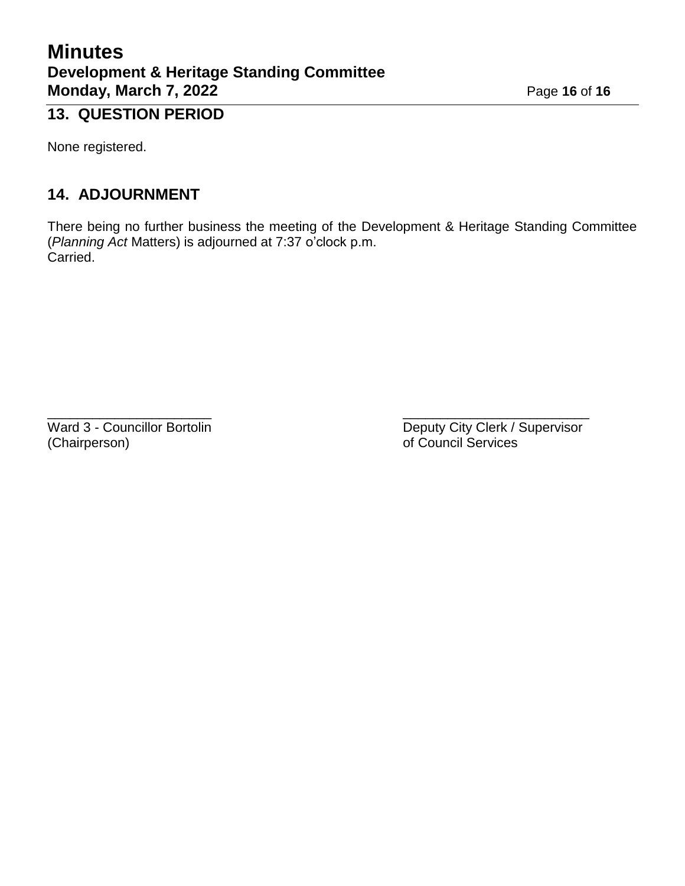## 13. QUESTION PERIOD

None registered.

## 14. ADJOURNMENT

There being no further business the meeting of the Development & Heritage Standing Committee (*Planning Act* Matters) is adjourned at 7:37 o'clock p.m.
Carried.

______________________
Ward 3 - Councillor Bortolin
(Chairperson)

______________________
Deputy City Clerk / Supervisor
of Council Services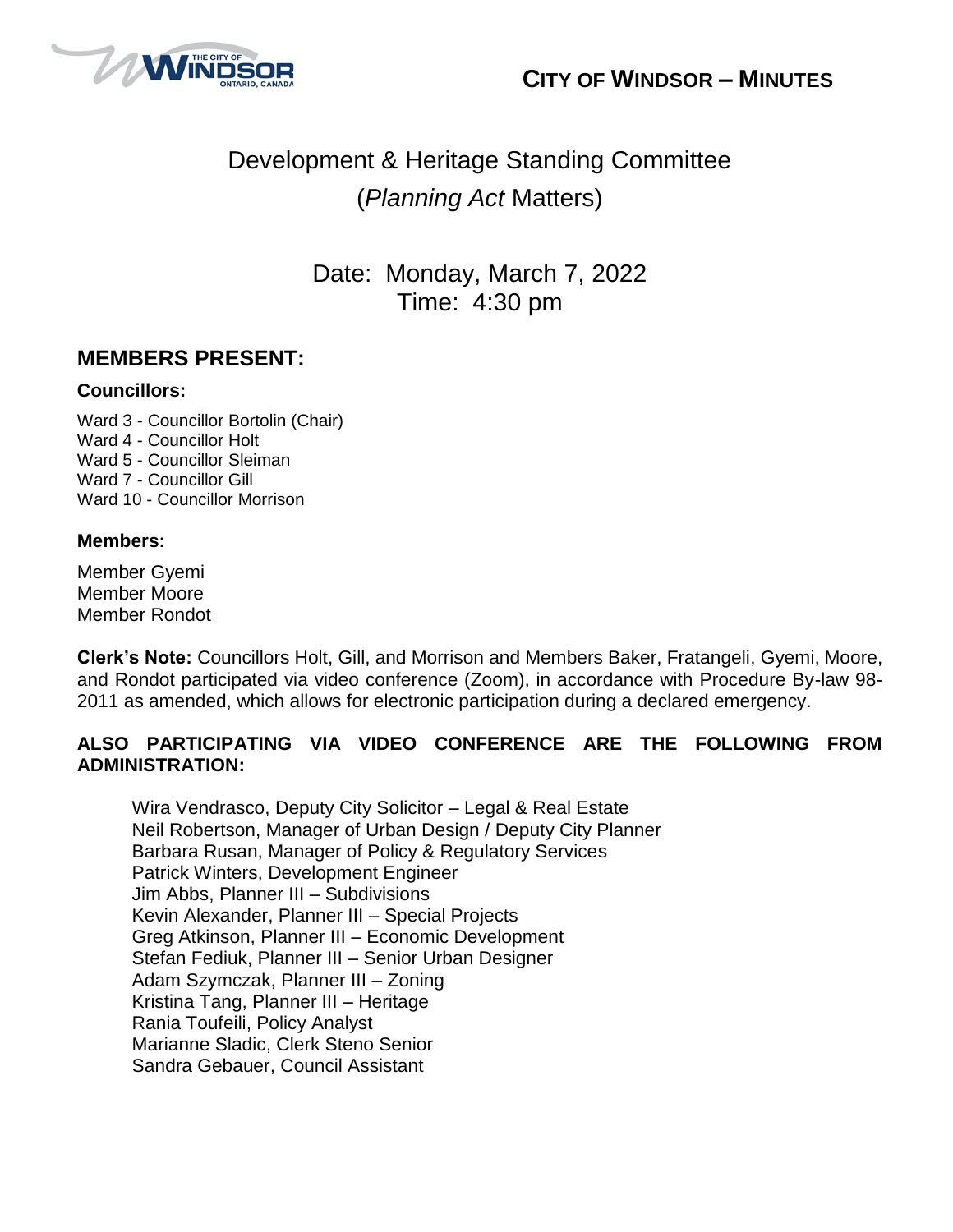# CITY OF WINDSOR – MINUTES

## Development & Heritage Standing Committee
## (*Planning Act* Matters)

Date: Monday, March 7, 2022
Time: 4:30 pm

## MEMBERS PRESENT:

### Councillors:

Ward 3 - Councillor Bortolin (Chair)
Ward 4 - Councillor Holt
Ward 5 - Councillor Sleiman
Ward 7 - Councillor Gill
Ward 10 - Councillor Morrison

### Members:

Member Gyemi
Member Moore
Member Rondot

**Clerk's Note:** Councillors Holt, Gill, and Morrison and Members Baker, Fratangeli, Gyemi, Moore, and Rondot participated via video conference (Zoom), in accordance with Procedure By-law 98-2011 as amended, which allows for electronic participation during a declared emergency.

**ALSO PARTICIPATING VIA VIDEO CONFERENCE ARE THE FOLLOWING FROM ADMINISTRATION:**

Wira Vendrasco, Deputy City Solicitor – Legal & Real Estate
Neil Robertson, Manager of Urban Design / Deputy City Planner
Barbara Rusan, Manager of Policy & Regulatory Services
Patrick Winters, Development Engineer
Jim Abbs, Planner III – Subdivisions
Kevin Alexander, Planner III – Special Projects
Greg Atkinson, Planner III – Economic Development
Stefan Fediuk, Planner III – Senior Urban Designer
Adam Szymczak, Planner III – Zoning
Kristina Tang, Planner III – Heritage
Rania Toufeili, Policy Analyst
Marianne Sladic, Clerk Steno Senior
Sandra Gebauer, Council Assistant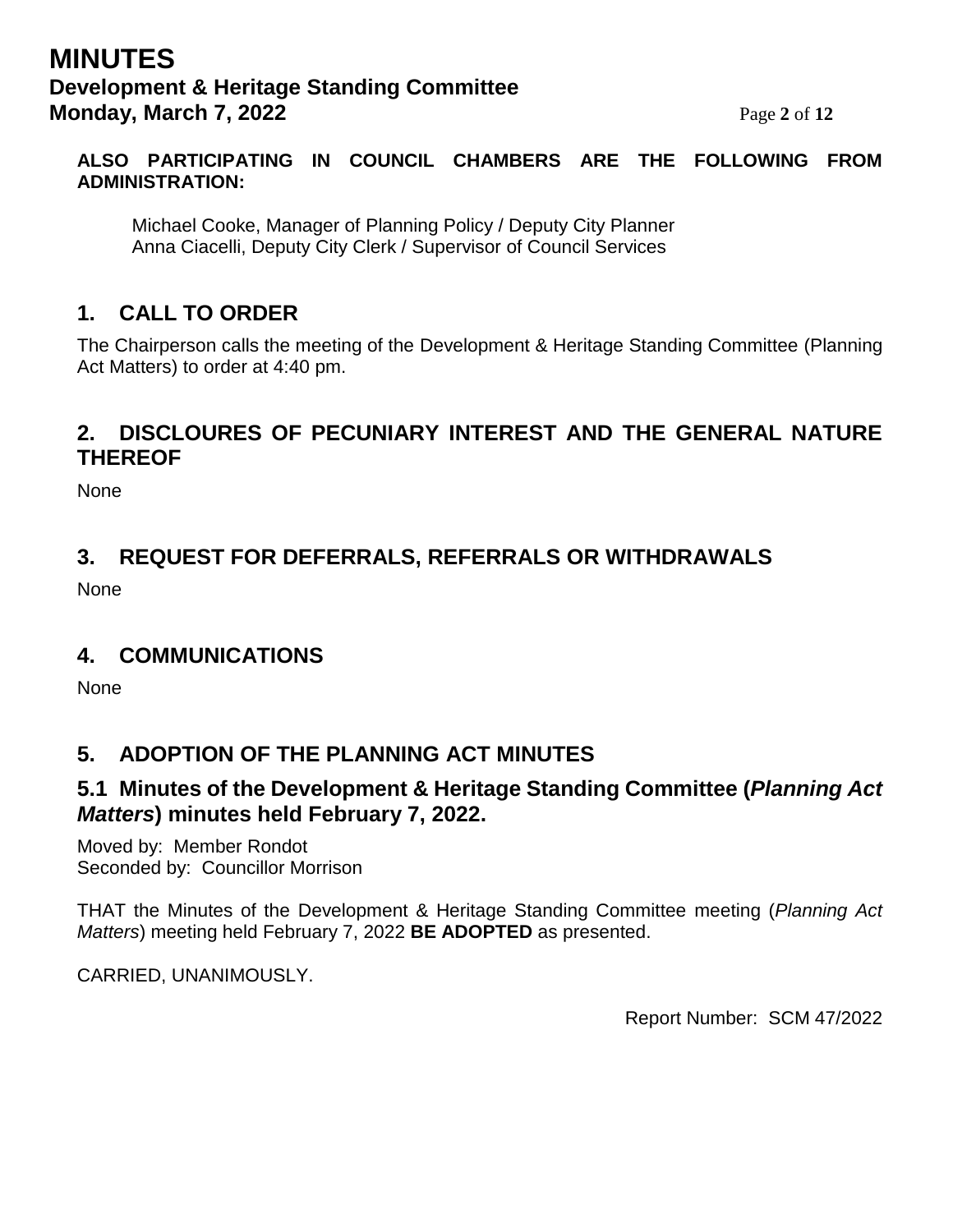**ALSO PARTICIPATING IN COUNCIL CHAMBERS ARE THE FOLLOWING FROM ADMINISTRATION:**

Michael Cooke, Manager of Planning Policy / Deputy City Planner
Anna Ciacelli, Deputy City Clerk / Supervisor of Council Services

## 1. CALL TO ORDER

The Chairperson calls the meeting of the Development & Heritage Standing Committee (Planning Act Matters) to order at 4:40 pm.

## 2. DISCLOURES OF PECUNIARY INTEREST AND THE GENERAL NATURE THEREOF

None

## 3. REQUEST FOR DEFERRALS, REFERRALS OR WITHDRAWALS

None

## 4. COMMUNICATIONS

None

## 5. ADOPTION OF THE PLANNING ACT MINUTES

### 5.1 Minutes of the Development & Heritage Standing Committee (*Planning Act Matters*) minutes held February 7, 2022.

Moved by: Member Rondot
Seconded by: Councillor Morrison

THAT the Minutes of the Development & Heritage Standing Committee meeting (*Planning Act Matters*) meeting held February 7, 2022 **BE ADOPTED** as presented.

CARRIED, UNANIMOUSLY.

Report Number: SCM 47/2022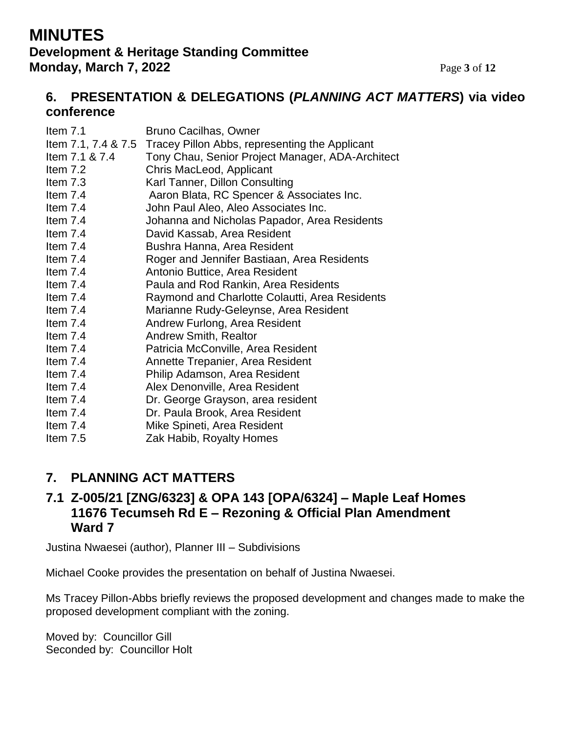## 6. PRESENTATION & DELEGATIONS (*PLANNING ACT MATTERS*) via video conference

| | |
|---|---|
| Item 7.1 | Bruno Cacilhas, Owner |
| Item 7.1, 7.4 & 7.5 | Tracey Pillon Abbs, representing the Applicant |
| Item 7.1 & 7.4 | Tony Chau, Senior Project Manager, ADA-Architect |
| Item 7.2 | Chris MacLeod, Applicant |
| Item 7.3 | Karl Tanner, Dillon Consulting |
| Item 7.4 | Aaron Blata, RC Spencer & Associates Inc. |
| Item 7.4 | John Paul Aleo, Aleo Associates Inc. |
| Item 7.4 | Johanna and Nicholas Papador, Area Residents |
| Item 7.4 | David Kassab, Area Resident |
| Item 7.4 | Bushra Hanna, Area Resident |
| Item 7.4 | Roger and Jennifer Bastiaan, Area Residents |
| Item 7.4 | Antonio Buttice, Area Resident |
| Item 7.4 | Paula and Rod Rankin, Area Residents |
| Item 7.4 | Raymond and Charlotte Colautti, Area Residents |
| Item 7.4 | Marianne Rudy-Geleynse, Area Resident |
| Item 7.4 | Andrew Furlong, Area Resident |
| Item 7.4 | Andrew Smith, Realtor |
| Item 7.4 | Patricia McConville, Area Resident |
| Item 7.4 | Annette Trepanier, Area Resident |
| Item 7.4 | Philip Adamson, Area Resident |
| Item 7.4 | Alex Denonville, Area Resident |
| Item 7.4 | Dr. George Grayson, area resident |
| Item 7.4 | Dr. Paula Brook, Area Resident |
| Item 7.4 | Mike Spineti, Area Resident |
| Item 7.5 | Zak Habib, Royalty Homes |

## 7. PLANNING ACT MATTERS

### 7.1 Z-005/21 [ZNG/6323] & OPA 143 [OPA/6324] – Maple Leaf Homes 11676 Tecumseh Rd E – Rezoning & Official Plan Amendment Ward 7

Justina Nwaesei (author), Planner III – Subdivisions

Michael Cooke provides the presentation on behalf of Justina Nwaesei.

Ms Tracey Pillon-Abbs briefly reviews the proposed development and changes made to make the proposed development compliant with the zoning.

Moved by: Councillor Gill
Seconded by: Councillor Holt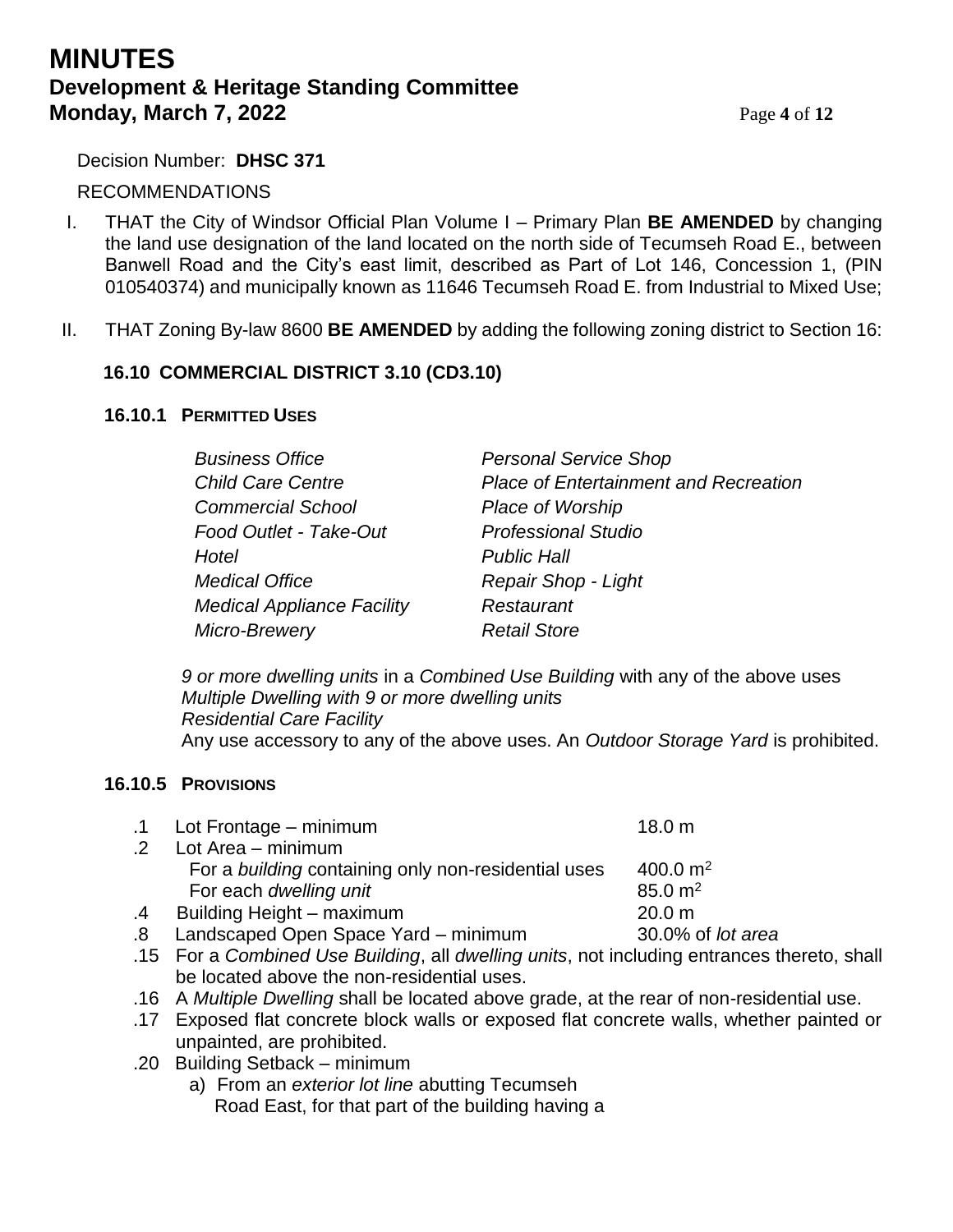Decision Number: **DHSC 371**

RECOMMENDATIONS

I. THAT the City of Windsor Official Plan Volume I – Primary Plan **BE AMENDED** by changing the land use designation of the land located on the north side of Tecumseh Road E., between Banwell Road and the City's east limit, described as Part of Lot 146, Concession 1, (PIN 010540374) and municipally known as 11646 Tecumseh Road E. from Industrial to Mixed Use;

II. THAT Zoning By-law 8600 **BE AMENDED** by adding the following zoning district to Section 16:

**16.10 COMMERCIAL DISTRICT 3.10 (CD3.10)**

**16.10.1 PERMITTED USES**

| | |
|---|---|
| *Business Office* | *Personal Service Shop* |
| *Child Care Centre* | *Place of Entertainment and Recreation* |
| *Commercial School* | *Place of Worship* |
| *Food Outlet - Take-Out* | *Professional Studio* |
| *Hotel* | *Public Hall* |
| *Medical Office* | *Repair Shop - Light* |
| *Medical Appliance Facility* | *Restaurant* |
| *Micro-Brewery* | *Retail Store* |

*9 or more dwelling units* in a *Combined Use Building* with any of the above uses
*Multiple Dwelling with 9 or more dwelling units*
*Residential Care Facility*
Any use accessory to any of the above uses. An *Outdoor Storage Yard* is prohibited.

**16.10.5 PROVISIONS**

| | | |
|---|---|---|
| .1 | Lot Frontage – minimum | 18.0 m |
| .2 | Lot Area – minimum | |
| | For a *building* containing only non-residential uses | 400.0 $m^2$ |
| | For each *dwelling unit* | 85.0 $m^2$ |
| .4 | Building Height – maximum | 20.0 m |
| .8 | Landscaped Open Space Yard – minimum | 30.0% of *lot area* |

.15 For a *Combined Use Building*, all *dwelling units*, not including entrances thereto, shall be located above the non-residential uses.

.16 A *Multiple Dwelling* shall be located above grade, at the rear of non-residential use.

.17 Exposed flat concrete block walls or exposed flat concrete walls, whether painted or unpainted, are prohibited.

.20 Building Setback – minimum

a) From an *exterior lot line* abutting Tecumseh Road East, for that part of the building having a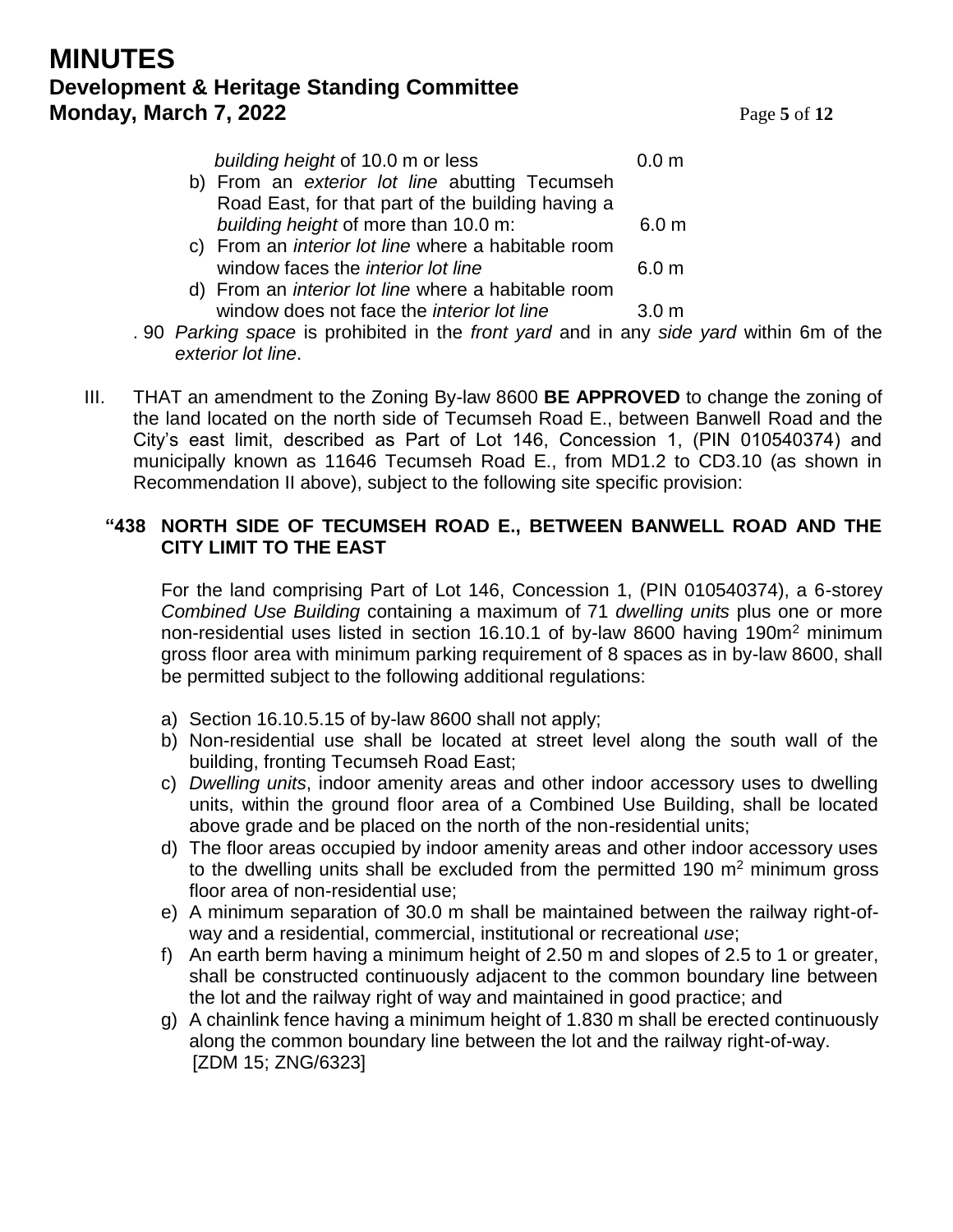*building height* of 10.0 m or less 0.0 m

b) From an *exterior lot line* abutting Tecumseh Road East, for that part of the building having a *building height* of more than 10.0 m: 6.0 m

c) From an *interior lot line* where a habitable room window faces the *interior lot line* 6.0 m

d) From an *interior lot line* where a habitable room window does not face the *interior lot line* 3.0 m

. 90 *Parking space* is prohibited in the *front yard* and in any *side yard* within 6m of the *exterior lot line*.

III. THAT an amendment to the Zoning By-law 8600 **BE APPROVED** to change the zoning of the land located on the north side of Tecumseh Road E., between Banwell Road and the City's east limit, described as Part of Lot 146, Concession 1, (PIN 010540374) and municipally known as 11646 Tecumseh Road E., from MD1.2 to CD3.10 (as shown in Recommendation II above), subject to the following site specific provision:

**"438 NORTH SIDE OF TECUMSEH ROAD E., BETWEEN BANWELL ROAD AND THE CITY LIMIT TO THE EAST**

For the land comprising Part of Lot 146, Concession 1, (PIN 010540374), a 6-storey *Combined Use Building* containing a maximum of 71 *dwelling units* plus one or more non-residential uses listed in section 16.10.1 of by-law 8600 having 190m$^2$ minimum gross floor area with minimum parking requirement of 8 spaces as in by-law 8600, shall be permitted subject to the following additional regulations:

a) Section 16.10.5.15 of by-law 8600 shall not apply;

b) Non-residential use shall be located at street level along the south wall of the building, fronting Tecumseh Road East;

c) *Dwelling units*, indoor amenity areas and other indoor accessory uses to dwelling units, within the ground floor area of a Combined Use Building, shall be located above grade and be placed on the north of the non-residential units;

d) The floor areas occupied by indoor amenity areas and other indoor accessory uses to the dwelling units shall be excluded from the permitted 190 m$^2$ minimum gross floor area of non-residential use;

e) A minimum separation of 30.0 m shall be maintained between the railway right-of-way and a residential, commercial, institutional or recreational *use*;

f) An earth berm having a minimum height of 2.50 m and slopes of 2.5 to 1 or greater, shall be constructed continuously adjacent to the common boundary line between the lot and the railway right of way and maintained in good practice; and

g) A chainlink fence having a minimum height of 1.830 m shall be erected continuously along the common boundary line between the lot and the railway right-of-way. [ZDM 15; ZNG/6323]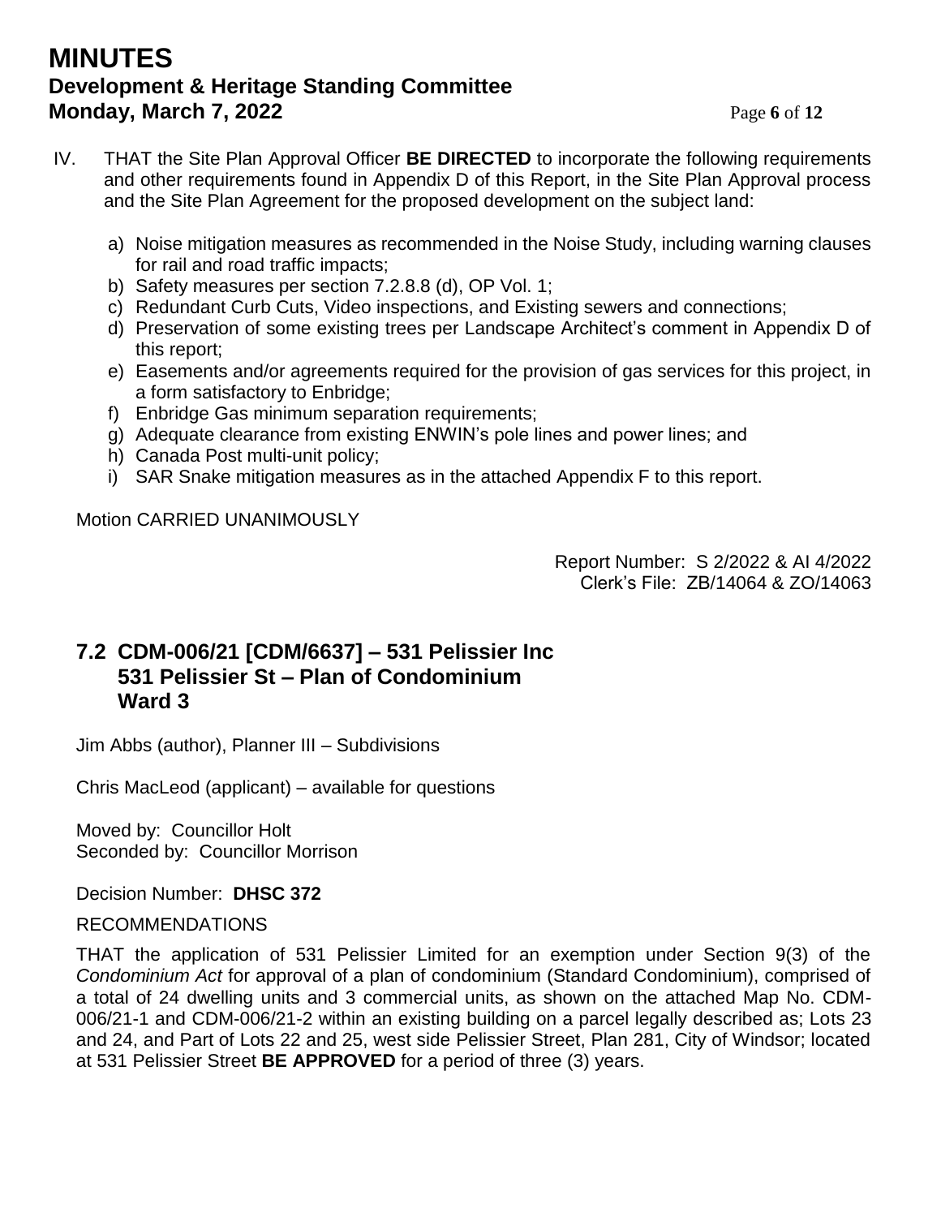IV. THAT the Site Plan Approval Officer **BE DIRECTED** to incorporate the following requirements and other requirements found in Appendix D of this Report, in the Site Plan Approval process and the Site Plan Agreement for the proposed development on the subject land:

   a) Noise mitigation measures as recommended in the Noise Study, including warning clauses for rail and road traffic impacts;
   b) Safety measures per section 7.2.8.8 (d), OP Vol. 1;
   c) Redundant Curb Cuts, Video inspections, and Existing sewers and connections;
   d) Preservation of some existing trees per Landscape Architect's comment in Appendix D of this report;
   e) Easements and/or agreements required for the provision of gas services for this project, in a form satisfactory to Enbridge;
   f) Enbridge Gas minimum separation requirements;
   g) Adequate clearance from existing ENWIN's pole lines and power lines; and
   h) Canada Post multi-unit policy;
   i) SAR Snake mitigation measures as in the attached Appendix F to this report.

Motion CARRIED UNANIMOUSLY

Report Number: S 2/2022 & AI 4/2022
Clerk's File: ZB/14064 & ZO/14063

## 7.2 CDM-006/21 [CDM/6637] – 531 Pelissier Inc 531 Pelissier St – Plan of Condominium Ward 3

Jim Abbs (author), Planner III – Subdivisions

Chris MacLeod (applicant) – available for questions

Moved by: Councillor Holt
Seconded by: Councillor Morrison

Decision Number: **DHSC 372**

RECOMMENDATIONS

THAT the application of 531 Pelissier Limited for an exemption under Section 9(3) of the *Condominium Act* for approval of a plan of condominium (Standard Condominium), comprised of a total of 24 dwelling units and 3 commercial units, as shown on the attached Map No. CDM-006/21-1 and CDM-006/21-2 within an existing building on a parcel legally described as; Lots 23 and 24, and Part of Lots 22 and 25, west side Pelissier Street, Plan 281, City of Windsor; located at 531 Pelissier Street **BE APPROVED** for a period of three (3) years.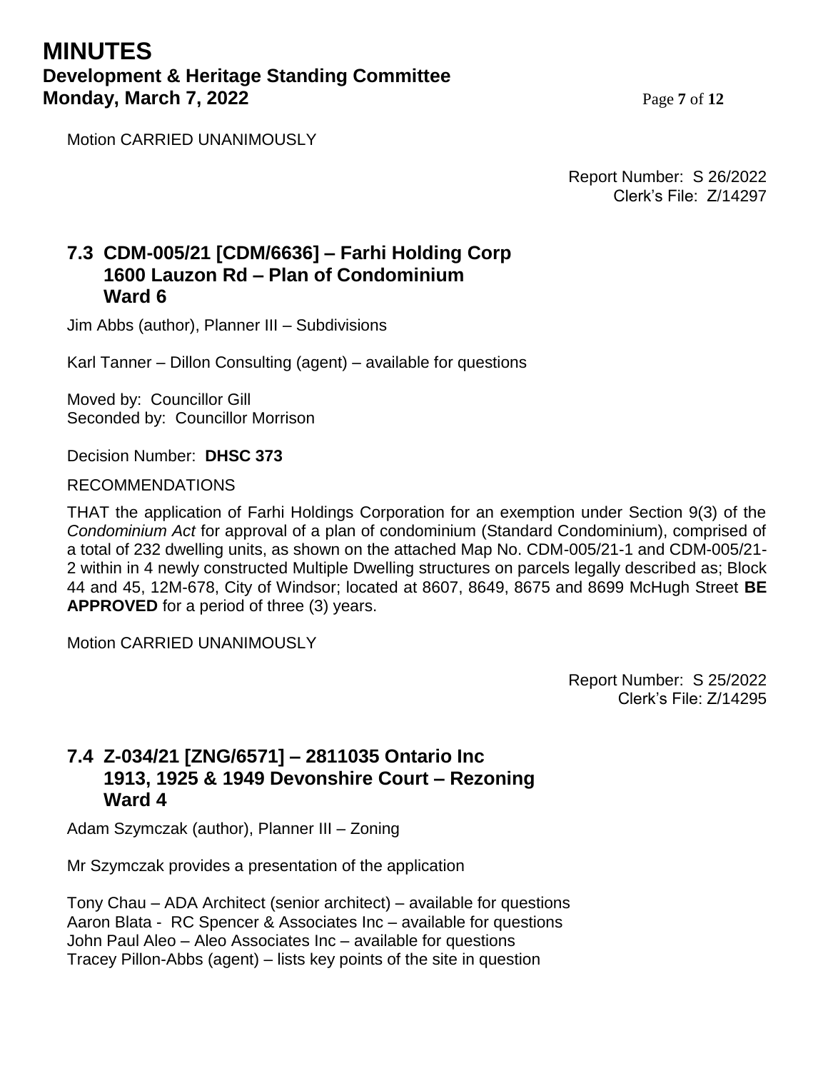Motion CARRIED UNANIMOUSLY

Report Number: S 26/2022
Clerk's File: Z/14297

## 7.3 CDM-005/21 [CDM/6636] – Farhi Holding Corp 1600 Lauzon Rd – Plan of Condominium Ward 6

Jim Abbs (author), Planner III – Subdivisions

Karl Tanner – Dillon Consulting (agent) – available for questions

Moved by: Councillor Gill
Seconded by: Councillor Morrison

Decision Number: **DHSC 373**

RECOMMENDATIONS

THAT the application of Farhi Holdings Corporation for an exemption under Section 9(3) of the *Condominium Act* for approval of a plan of condominium (Standard Condominium), comprised of a total of 232 dwelling units, as shown on the attached Map No. CDM-005/21-1 and CDM-005/21-2 within in 4 newly constructed Multiple Dwelling structures on parcels legally described as; Block 44 and 45, 12M-678, City of Windsor; located at 8607, 8649, 8675 and 8699 McHugh Street **BE APPROVED** for a period of three (3) years.

Motion CARRIED UNANIMOUSLY

Report Number: S 25/2022
Clerk's File: Z/14295

## 7.4 Z-034/21 [ZNG/6571] – 2811035 Ontario Inc 1913, 1925 & 1949 Devonshire Court – Rezoning Ward 4

Adam Szymczak (author), Planner III – Zoning

Mr Szymczak provides a presentation of the application

Tony Chau – ADA Architect (senior architect) – available for questions
Aaron Blata - RC Spencer & Associates Inc – available for questions
John Paul Aleo – Aleo Associates Inc – available for questions
Tracey Pillon-Abbs (agent) – lists key points of the site in question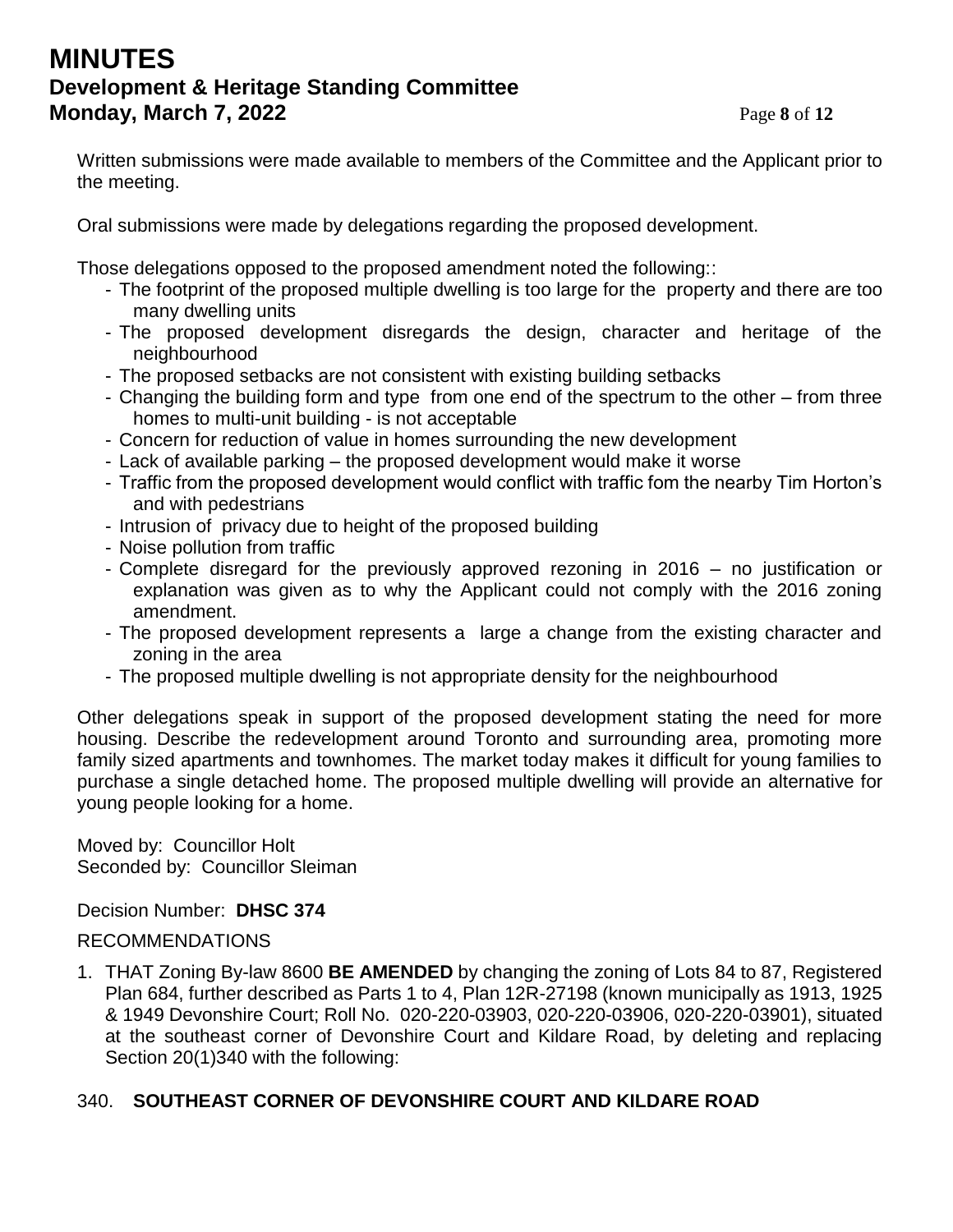Written submissions were made available to members of the Committee and the Applicant prior to the meeting.

Oral submissions were made by delegations regarding the proposed development.

Those delegations opposed to the proposed amendment noted the following::

- The footprint of the proposed multiple dwelling is too large for the property and there are too many dwelling units
- The proposed development disregards the design, character and heritage of the neighbourhood
- The proposed setbacks are not consistent with existing building setbacks
- Changing the building form and type from one end of the spectrum to the other – from three homes to multi-unit building - is not acceptable
- Concern for reduction of value in homes surrounding the new development
- Lack of available parking – the proposed development would make it worse
- Traffic from the proposed development would conflict with traffic fom the nearby Tim Horton's and with pedestrians
- Intrusion of privacy due to height of the proposed building
- Noise pollution from traffic
- Complete disregard for the previously approved rezoning in 2016 – no justification or explanation was given as to why the Applicant could not comply with the 2016 zoning amendment.
- The proposed development represents a large a change from the existing character and zoning in the area
- The proposed multiple dwelling is not appropriate density for the neighbourhood

Other delegations speak in support of the proposed development stating the need for more housing. Describe the redevelopment around Toronto and surrounding area, promoting more family sized apartments and townhomes. The market today makes it difficult for young families to purchase a single detached home. The proposed multiple dwelling will provide an alternative for young people looking for a home.

Moved by: Councillor Holt
Seconded by: Councillor Sleiman

Decision Number: **DHSC 374**

RECOMMENDATIONS

1. THAT Zoning By-law 8600 **BE AMENDED** by changing the zoning of Lots 84 to 87, Registered Plan 684, further described as Parts 1 to 4, Plan 12R-27198 (known municipally as 1913, 1925 & 1949 Devonshire Court; Roll No. 020-220-03903, 020-220-03906, 020-220-03901), situated at the southeast corner of Devonshire Court and Kildare Road, by deleting and replacing Section 20(1)340 with the following:

340. **SOUTHEAST CORNER OF DEVONSHIRE COURT AND KILDARE ROAD**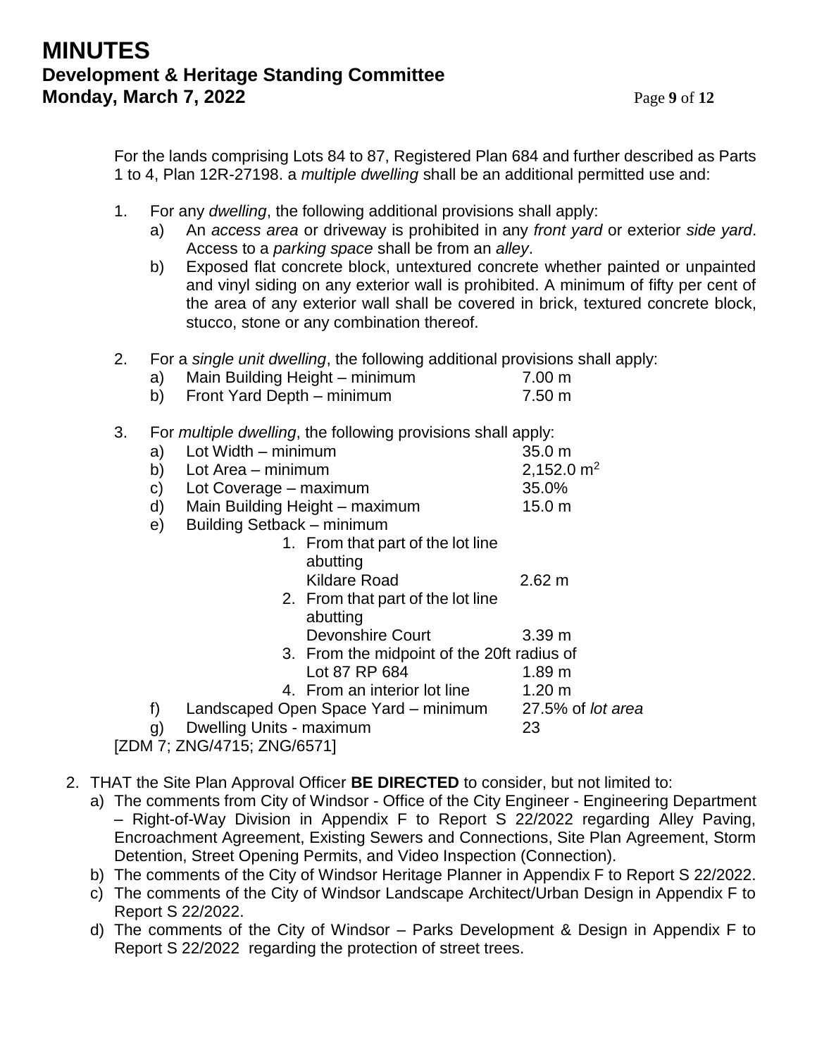For the lands comprising Lots 84 to 87, Registered Plan 684 and further described as Parts 1 to 4, Plan 12R-27198. a *multiple dwelling* shall be an additional permitted use and:

1. For any *dwelling*, the following additional provisions shall apply:
   a) An *access area* or driveway is prohibited in any *front yard* or exterior *side yard*. Access to a *parking space* shall be from an *alley*.
   b) Exposed flat concrete block, untextured concrete whether painted or unpainted and vinyl siding on any exterior wall is prohibited. A minimum of fifty per cent of the area of any exterior wall shall be covered in brick, textured concrete block, stucco, stone or any combination thereof.

2. For a *single unit dwelling*, the following additional provisions shall apply:
   a) Main Building Height – minimum 7.00 m
   b) Front Yard Depth – minimum 7.50 m

3. For *multiple dwelling*, the following provisions shall apply:
   a) Lot Width – minimum 35.0 m
   b) Lot Area – minimum 2,152.0 $m^2$
   c) Lot Coverage – maximum 35.0%
   d) Main Building Height – maximum 15.0 m
   e) Building Setback – minimum
      1. From that part of the lot line abutting Kildare Road 2.62 m
      2. From that part of the lot line abutting Devonshire Court 3.39 m
      3. From the midpoint of the 20ft radius of Lot 87 RP 684 1.89 m
      4. From an interior lot line 1.20 m
   f) Landscaped Open Space Yard – minimum 27.5% of *lot area*
   g) Dwelling Units - maximum 23

[ZDM 7; ZNG/4715; ZNG/6571]

2. THAT the Site Plan Approval Officer **BE DIRECTED** to consider, but not limited to:
   a) The comments from City of Windsor - Office of the City Engineer - Engineering Department – Right-of-Way Division in Appendix F to Report S 22/2022 regarding Alley Paving, Encroachment Agreement, Existing Sewers and Connections, Site Plan Agreement, Storm Detention, Street Opening Permits, and Video Inspection (Connection).
   b) The comments of the City of Windsor Heritage Planner in Appendix F to Report S 22/2022.
   c) The comments of the City of Windsor Landscape Architect/Urban Design in Appendix F to Report S 22/2022.
   d) The comments of the City of Windsor – Parks Development & Design in Appendix F to Report S 22/2022 regarding the protection of street trees.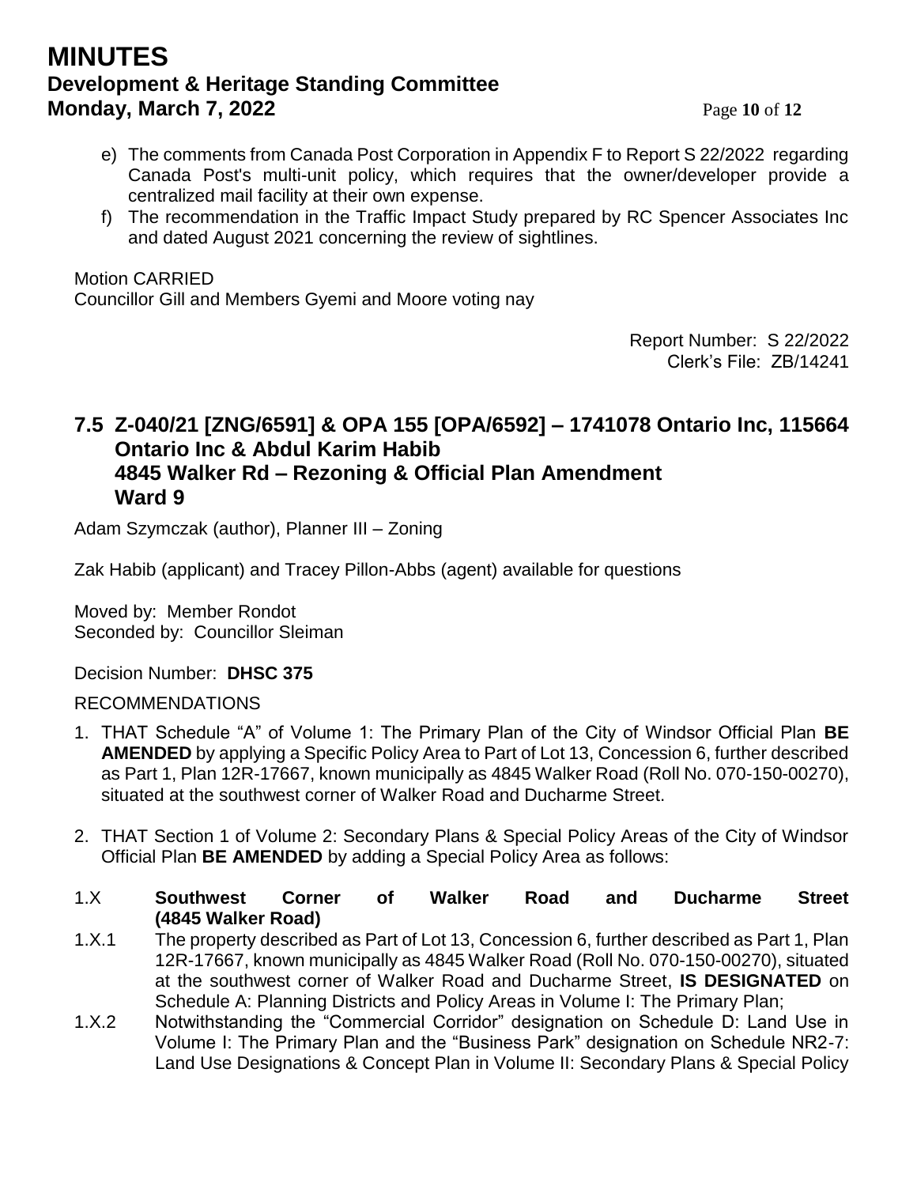e) The comments from Canada Post Corporation in Appendix F to Report S 22/2022 regarding Canada Post's multi-unit policy, which requires that the owner/developer provide a centralized mail facility at their own expense.

f) The recommendation in the Traffic Impact Study prepared by RC Spencer Associates Inc and dated August 2021 concerning the review of sightlines.

Motion CARRIED
Councillor Gill and Members Gyemi and Moore voting nay

Report Number: S 22/2022
Clerk's File: ZB/14241

## 7.5 Z-040/21 [ZNG/6591] & OPA 155 [OPA/6592] – 1741078 Ontario Inc, 115664 Ontario Inc & Abdul Karim Habib 4845 Walker Rd – Rezoning & Official Plan Amendment Ward 9

Adam Szymczak (author), Planner III – Zoning

Zak Habib (applicant) and Tracey Pillon-Abbs (agent) available for questions

Moved by: Member Rondot
Seconded by: Councillor Sleiman

Decision Number: **DHSC 375**

RECOMMENDATIONS

1. THAT Schedule "A" of Volume 1: The Primary Plan of the City of Windsor Official Plan **BE AMENDED** by applying a Specific Policy Area to Part of Lot 13, Concession 6, further described as Part 1, Plan 12R-17667, known municipally as 4845 Walker Road (Roll No. 070-150-00270), situated at the southwest corner of Walker Road and Ducharme Street.

2. THAT Section 1 of Volume 2: Secondary Plans & Special Policy Areas of the City of Windsor Official Plan **BE AMENDED** by adding a Special Policy Area as follows:

1.X **Southwest Corner of Walker Road and Ducharme Street (4845 Walker Road)**

1.X.1 The property described as Part of Lot 13, Concession 6, further described as Part 1, Plan 12R-17667, known municipally as 4845 Walker Road (Roll No. 070-150-00270), situated at the southwest corner of Walker Road and Ducharme Street, **IS DESIGNATED** on Schedule A: Planning Districts and Policy Areas in Volume I: The Primary Plan;

1.X.2 Notwithstanding the "Commercial Corridor" designation on Schedule D: Land Use in Volume I: The Primary Plan and the "Business Park" designation on Schedule NR2-7: Land Use Designations & Concept Plan in Volume II: Secondary Plans & Special Policy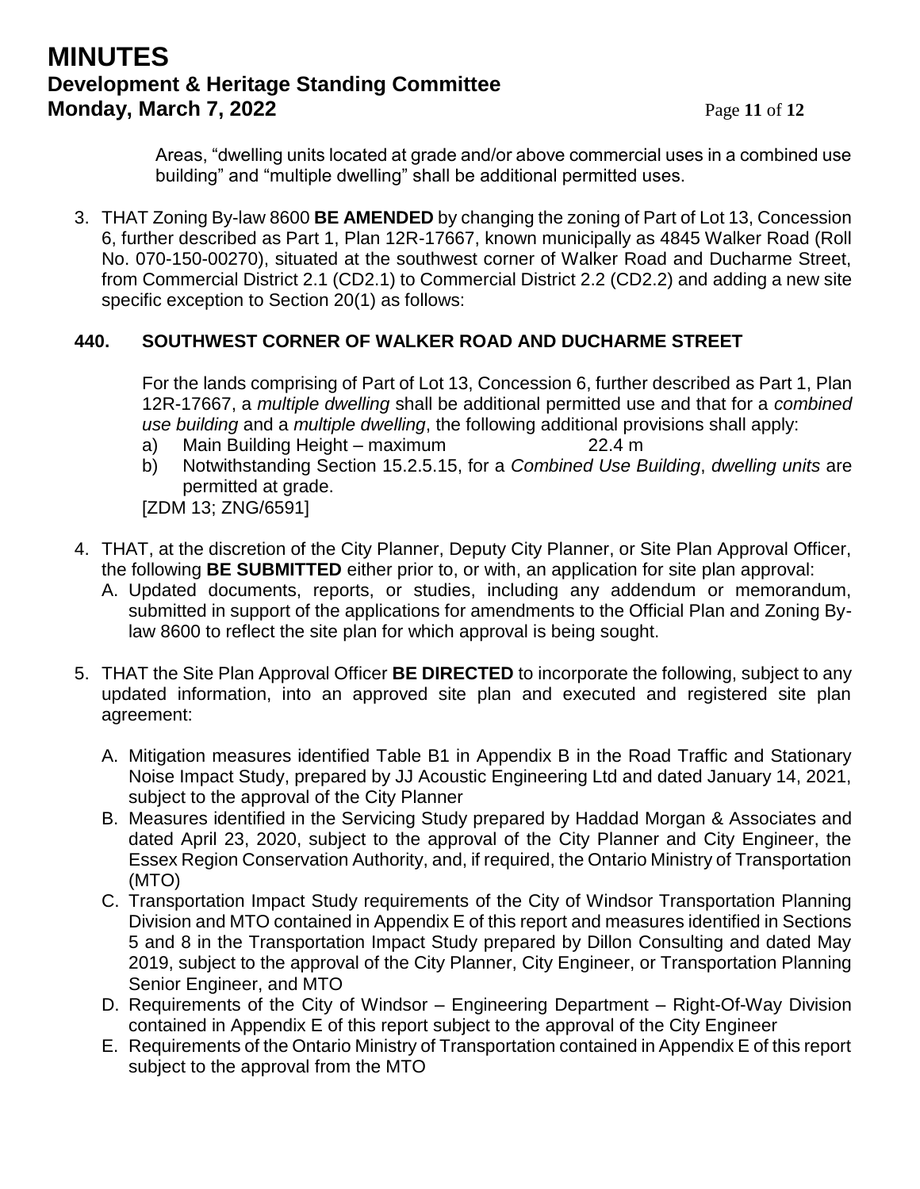Areas, "dwelling units located at grade and/or above commercial uses in a combined use building" and "multiple dwelling" shall be additional permitted uses.

3. THAT Zoning By-law 8600 **BE AMENDED** by changing the zoning of Part of Lot 13, Concession 6, further described as Part 1, Plan 12R-17667, known municipally as 4845 Walker Road (Roll No. 070-150-00270), situated at the southwest corner of Walker Road and Ducharme Street, from Commercial District 2.1 (CD2.1) to Commercial District 2.2 (CD2.2) and adding a new site specific exception to Section 20(1) as follows:

**440. SOUTHWEST CORNER OF WALKER ROAD AND DUCHARME STREET**

For the lands comprising of Part of Lot 13, Concession 6, further described as Part 1, Plan 12R-17667, a *multiple dwelling* shall be additional permitted use and that for a *combined use building* and a *multiple dwelling*, the following additional provisions shall apply:

a) Main Building Height – maximum 22.4 m
b) Notwithstanding Section 15.2.5.15, for a *Combined Use Building*, *dwelling units* are permitted at grade.

[ZDM 13; ZNG/6591]

4. THAT, at the discretion of the City Planner, Deputy City Planner, or Site Plan Approval Officer, the following **BE SUBMITTED** either prior to, or with, an application for site plan approval:
   A. Updated documents, reports, or studies, including any addendum or memorandum, submitted in support of the applications for amendments to the Official Plan and Zoning By-law 8600 to reflect the site plan for which approval is being sought.

5. THAT the Site Plan Approval Officer **BE DIRECTED** to incorporate the following, subject to any updated information, into an approved site plan and executed and registered site plan agreement:

   A. Mitigation measures identified Table B1 in Appendix B in the Road Traffic and Stationary Noise Impact Study, prepared by JJ Acoustic Engineering Ltd and dated January 14, 2021, subject to the approval of the City Planner
   B. Measures identified in the Servicing Study prepared by Haddad Morgan & Associates and dated April 23, 2020, subject to the approval of the City Planner and City Engineer, the Essex Region Conservation Authority, and, if required, the Ontario Ministry of Transportation (MTO)
   C. Transportation Impact Study requirements of the City of Windsor Transportation Planning Division and MTO contained in Appendix E of this report and measures identified in Sections 5 and 8 in the Transportation Impact Study prepared by Dillon Consulting and dated May 2019, subject to the approval of the City Planner, City Engineer, or Transportation Planning Senior Engineer, and MTO
   D. Requirements of the City of Windsor – Engineering Department – Right-Of-Way Division contained in Appendix E of this report subject to the approval of the City Engineer
   E. Requirements of the Ontario Ministry of Transportation contained in Appendix E of this report subject to the approval from the MTO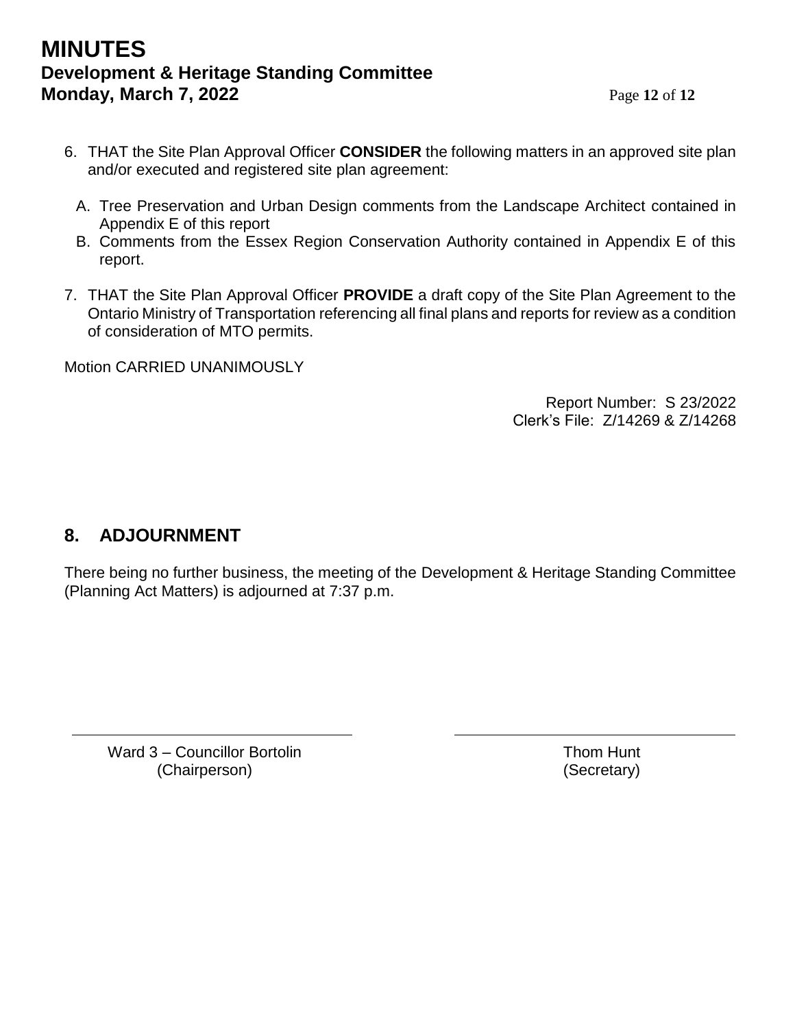6. THAT the Site Plan Approval Officer **CONSIDER** the following matters in an approved site plan and/or executed and registered site plan agreement:

   A. Tree Preservation and Urban Design comments from the Landscape Architect contained in Appendix E of this report
   B. Comments from the Essex Region Conservation Authority contained in Appendix E of this report.

7. THAT the Site Plan Approval Officer **PROVIDE** a draft copy of the Site Plan Agreement to the Ontario Ministry of Transportation referencing all final plans and reports for review as a condition of consideration of MTO permits.

Motion CARRIED UNANIMOUSLY

Report Number: S 23/2022
Clerk's File: Z/14269 & Z/14268

## 8. ADJOURNMENT

There being no further business, the meeting of the Development & Heritage Standing Committee (Planning Act Matters) is adjourned at 7:37 p.m.

Ward 3 – Councillor Bortolin
(Chairperson)

Thom Hunt
(Secretary)